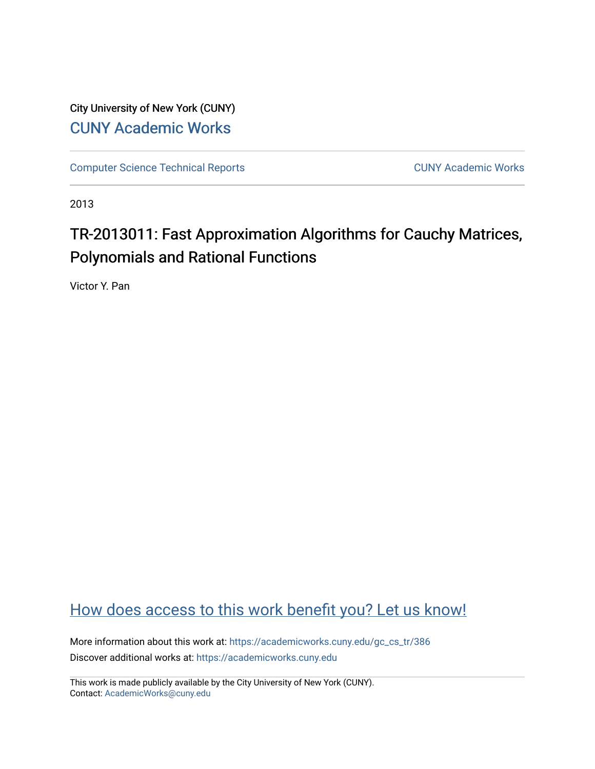City University of New York (CUNY)

[CUNY Academic Works](https://academicworks.cuny.edu)

[Computer Science Technical Reports](https://academicworks.cuny.edu/gc_cs_tr) | [CUNY Academic Works](https://academicworks.cuny.edu)

2013

# TR-2013011: Fast Approximation Algorithms for Cauchy Matrices, Polynomials and Rational Functions

Victor Y. Pan

[How does access to this work benefit you? Let us know!](https://academicworks.cuny.edu)

More information about this work at: https://academicworks.cuny.edu/gc_cs_tr/386

Discover additional works at: https://academicworks.cuny.edu

This work is made publicly available by the City University of New York (CUNY).
Contact: AcademicWorks@cuny.edu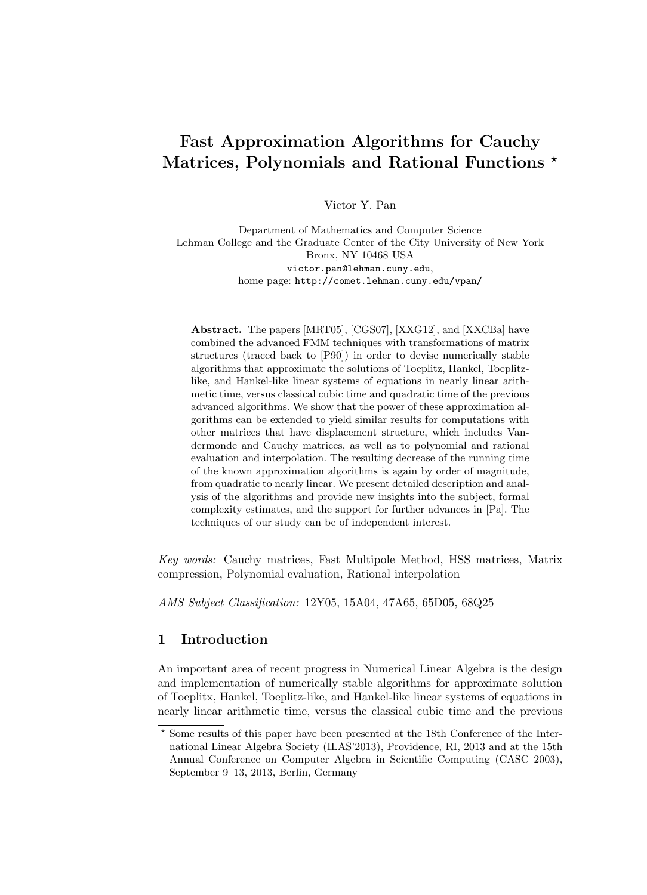# Fast Approximation Algorithms for Cauchy Matrices, Polynomials and Rational Functions ⋆

Victor Y. Pan

Department of Mathematics and Computer Science
Lehman College and the Graduate Center of the City University of New York
Bronx, NY 10468 USA
`victor.pan@lehman.cuny.edu`,
home page: `http://comet.lehman.cuny.edu/vpan/`

**Abstract.** The papers [MRT05], [CGS07], [XXG12], and [XXCBa] have combined the advanced FMM techniques with transformations of matrix structures (traced back to [P90]) in order to devise numerically stable algorithms that approximate the solutions of Toeplitz, Hankel, Toeplitz-like, and Hankel-like linear systems of equations in nearly linear arithmetic time, versus classical cubic time and quadratic time of the previous advanced algorithms. We show that the power of these approximation algorithms can be extended to yield similar results for computations with other matrices that have displacement structure, which includes Vandermonde and Cauchy matrices, as well as to polynomial and rational evaluation and interpolation. The resulting decrease of the running time of the known approximation algorithms is again by order of magnitude, from quadratic to nearly linear. We present detailed description and analysis of the algorithms and provide new insights into the subject, formal complexity estimates, and the support for further advances in [Pa]. The techniques of our study can be of independent interest.

*Key words:* Cauchy matrices, Fast Multipole Method, HSS matrices, Matrix compression, Polynomial evaluation, Rational interpolation

*AMS Subject Classification:* 12Y05, 15A04, 47A65, 65D05, 68Q25

## 1 Introduction

An important area of recent progress in Numerical Linear Algebra is the design and implementation of numerically stable algorithms for approximate solution of Toeplitz, Hankel, Toeplitz-like, and Hankel-like linear systems of equations in nearly linear arithmetic time, versus the classical cubic time and the previous

⋆ Some results of this paper have been presented at the 18th Conference of the International Linear Algebra Society (ILAS'2013), Providence, RI, 2013 and at the 15th Annual Conference on Computer Algebra in Scientific Computing (CASC 2003), September 9–13, 2013, Berlin, Germany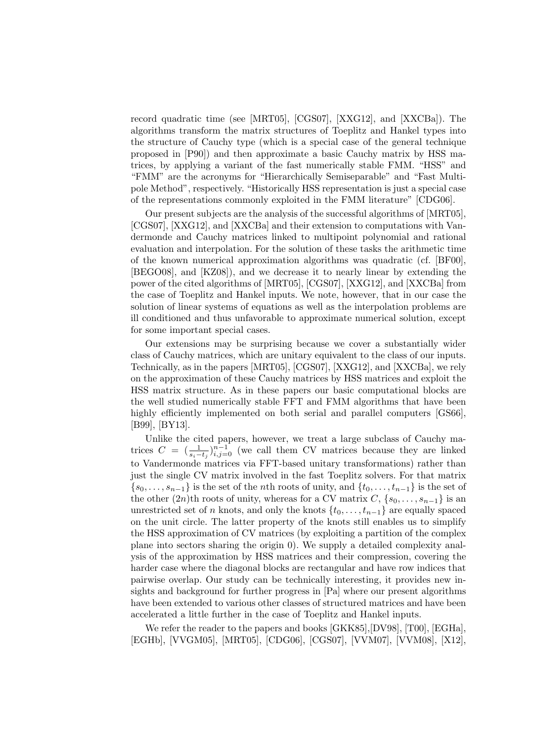record quadratic time (see [MRT05], [CGS07], [XXG12], and [XXCBa]). The algorithms transform the matrix structures of Toeplitz and Hankel types into the structure of Cauchy type (which is a special case of the general technique proposed in [P90]) and then approximate a basic Cauchy matrix by HSS matrices, by applying a variant of the fast numerically stable FMM. "HSS" and "FMM" are the acronyms for "Hierarchically Semiseparable" and "Fast Multipole Method", respectively. "Historically HSS representation is just a special case of the representations commonly exploited in the FMM literature" [CDG06].

Our present subjects are the analysis of the successful algorithms of [MRT05], [CGS07], [XXG12], and [XXCBa] and their extension to computations with Vandermonde and Cauchy matrices linked to multipoint polynomial and rational evaluation and interpolation. For the solution of these tasks the arithmetic time of the known numerical approximation algorithms was quadratic (cf. [BF00], [BEGO08], and [KZ08]), and we decrease it to nearly linear by extending the power of the cited algorithms of [MRT05], [CGS07], [XXG12], and [XXCBa] from the case of Toeplitz and Hankel inputs. We note, however, that in our case the solution of linear systems of equations as well as the interpolation problems are ill conditioned and thus unfavorable to approximate numerical solution, except for some important special cases.

Our extensions may be surprising because we cover a substantially wider class of Cauchy matrices, which are unitary equivalent to the class of our inputs. Technically, as in the papers [MRT05], [CGS07], [XXG12], and [XXCBa], we rely on the approximation of these Cauchy matrices by HSS matrices and exploit the HSS matrix structure. As in these papers our basic computational blocks are the well studied numerically stable FFT and FMM algorithms that have been highly efficiently implemented on both serial and parallel computers [GS66], [B99], [BY13].

Unlike the cited papers, however, we treat a large subclass of Cauchy matrices $C = (\frac{1}{s_i - t_j})_{i,j=0}^{n-1}$ (we call them CV matrices because they are linked to Vandermonde matrices via FFT-based unitary transformations) rather than just the single CV matrix involved in the fast Toeplitz solvers. For that matrix $\{s_0, \dots, s_{n-1}\}$ is the set of the $n$th roots of unity, and $\{t_0, \dots, t_{n-1}\}$ is the set of the other $(2n)$th roots of unity, whereas for a CV matrix $C$, $\{s_0, \dots, s_{n-1}\}$ is an unrestricted set of $n$ knots, and only the knots $\{t_0, \dots, t_{n-1}\}$ are equally spaced on the unit circle. The latter property of the knots still enables us to simplify the HSS approximation of CV matrices (by exploiting a partition of the complex plane into sectors sharing the origin 0). We supply a detailed complexity analysis of the approximation by HSS matrices and their compression, covering the harder case where the diagonal blocks are rectangular and have row indices that pairwise overlap. Our study can be technically interesting, it provides new insights and background for further progress in [Pa] where our present algorithms have been extended to various other classes of structured matrices and have been accelerated a little further in the case of Toeplitz and Hankel inputs.

We refer the reader to the papers and books [GKK85],[DV98], [T00], [EGHa], [EGHb], [VVGM05], [MRT05], [CDG06], [CGS07], [VVM07], [VVM08], [X12],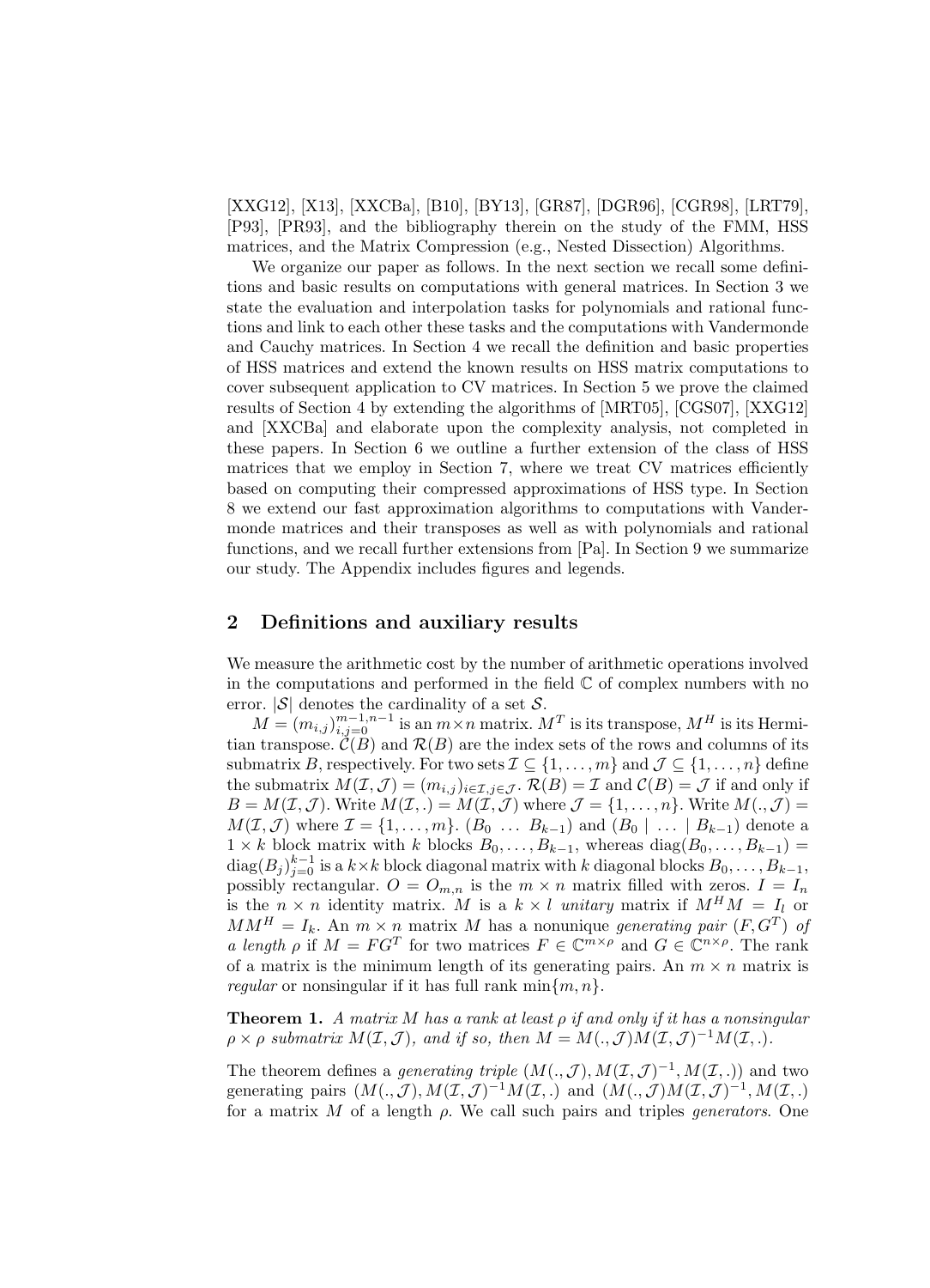[XXG12], [X13], [XXCBa], [B10], [BY13], [GR87], [DGR96], [CGR98], [LRT79], [P93], [PR93], and the bibliography therein on the study of the FMM, HSS matrices, and the Matrix Compression (e.g., Nested Dissection) Algorithms.

We organize our paper as follows. In the next section we recall some definitions and basic results on computations with general matrices. In Section 3 we state the evaluation and interpolation tasks for polynomials and rational functions and link to each other these tasks and the computations with Vandermonde and Cauchy matrices. In Section 4 we recall the definition and basic properties of HSS matrices and extend the known results on HSS matrix computations to cover subsequent application to CV matrices. In Section 5 we prove the claimed results of Section 4 by extending the algorithms of [MRT05], [CGS07], [XXG12] and [XXCBa] and elaborate upon the complexity analysis, not completed in these papers. In Section 6 we outline a further extension of the class of HSS matrices that we employ in Section 7, where we treat CV matrices efficiently based on computing their compressed approximations of HSS type. In Section 8 we extend our fast approximation algorithms to computations with Vandermonde matrices and their transposes as well as with polynomials and rational functions, and we recall further extensions from [Pa]. In Section 9 we summarize our study. The Appendix includes figures and legends.

## 2 Definitions and auxiliary results

We measure the arithmetic cost by the number of arithmetic operations involved in the computations and performed in the field $\mathbb{C}$ of complex numbers with no error. $|\mathcal{S}|$ denotes the cardinality of a set $\mathcal{S}$.

$M = (m_{i,j})_{i,j=0}^{m-1,n-1}$ is an $m \times n$ matrix. $M^T$ is its transpose, $M^H$ is its Hermitian transpose. $\mathcal{C}(B)$ and $\mathcal{R}(B)$ are the index sets of the rows and columns of its submatrix $B$, respectively. For two sets $\mathcal{I} \subseteq \{1, \dots, m\}$ and $\mathcal{J} \subseteq \{1, \dots, n\}$ define the submatrix $M(\mathcal{I}, \mathcal{J}) = (m_{i,j})_{i \in \mathcal{I}, j \in \mathcal{J}}$. $\mathcal{R}(B) = \mathcal{I}$ and $\mathcal{C}(B) = \mathcal{J}$ if and only if $B = M(\mathcal{I}, \mathcal{J})$. Write $M(\mathcal{I}, .) = M(\mathcal{I}, \mathcal{J})$ where $\mathcal{J} = \{1, \dots, n\}$. Write $M(., \mathcal{J}) = M(\mathcal{I}, \mathcal{J})$ where $\mathcal{I} = \{1, \dots, m\}$. $(B_0 \ \dots \ B_{k-1})$ and $(B_0 \mid \ \dots \ \mid B_{k-1})$ denote a $1 \times k$ block matrix with $k$ blocks $B_0, \dots, B_{k-1}$, whereas $\operatorname{diag}(B_0, \dots, B_{k-1}) = \operatorname{diag}(B_j)_{j=0}^{k-1}$ is a $k \times k$ block diagonal matrix with $k$ diagonal blocks $B_0, \dots, B_{k-1}$, possibly rectangular. $O = O_{m,n}$ is the $m \times n$ matrix filled with zeros. $I = I_n$ is the $n \times n$ identity matrix. $M$ is a $k \times l$ *unitary* matrix if $M^H M = I_l$ or $M M^H = I_k$. An $m \times n$ matrix $M$ has a nonunique *generating pair* $(F, G^T)$ *of a length* $\rho$ if $M = F G^T$ for two matrices $F \in \mathbb{C}^{m \times \rho}$ and $G \in \mathbb{C}^{n \times \rho}$. The rank of a matrix is the minimum length of its generating pairs. An $m \times n$ matrix is *regular* or nonsingular if it has full rank $\min\{m, n\}$.

**Theorem 1.** *A matrix $M$ has a rank at least $\rho$ if and only if it has a nonsingular $\rho \times \rho$ submatrix $M(\mathcal{I}, \mathcal{J})$, and if so, then $M = M(., \mathcal{J}) M(\mathcal{I}, \mathcal{J})^{-1} M(\mathcal{I}, .)$.*

The theorem defines a *generating triple* $(M(., \mathcal{J}), M(\mathcal{I}, \mathcal{J})^{-1}, M(\mathcal{I}, .))$ and two generating pairs $(M(., \mathcal{J}), M(\mathcal{I}, \mathcal{J})^{-1} M(\mathcal{I}, .)$ and $(M(., \mathcal{J}) M(\mathcal{I}, \mathcal{J})^{-1}, M(\mathcal{I}, .)$ for a matrix $M$ of a length $\rho$. We call such pairs and triples *generators*. One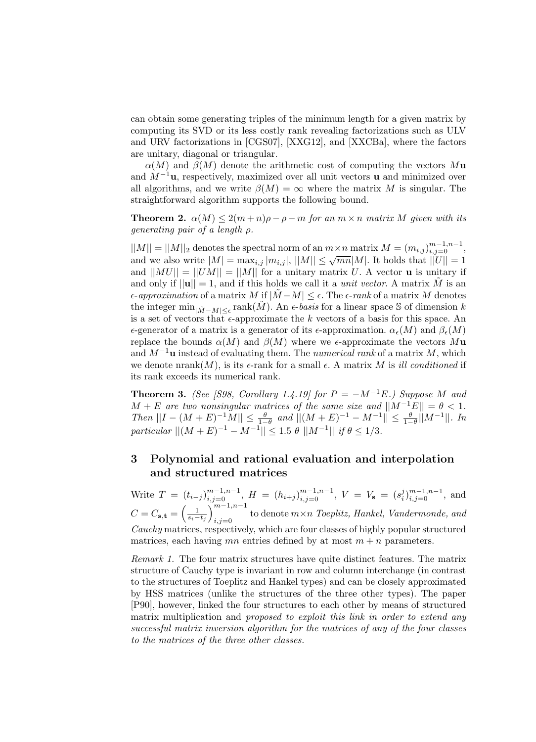can obtain some generating triples of the minimum length for a given matrix by computing its SVD or its less costly rank revealing factorizations such as ULV and URV factorizations in [CGS07], [XXG12], and [XXCBa], where the factors are unitary, diagonal or triangular.

$\alpha(M)$ and $\beta(M)$ denote the arithmetic cost of computing the vectors $M\mathbf{u}$ and $M^{-1}\mathbf{u}$, respectively, maximized over all unit vectors $\mathbf{u}$ and minimized over all algorithms, and we write $\beta(M) = \infty$ where the matrix $M$ is singular. The straightforward algorithm supports the following bound.

**Theorem 2.** *$\alpha(M) \leq 2(m+n)\rho - \rho - m$ for an $m \times n$ matrix $M$ given with its generating pair of a length $\rho$.*

$||M|| = ||M||_2$ denotes the spectral norm of an $m \times n$ matrix $M = (m_{i,j})_{i,j=0}^{m-1,n-1}$, and we also write $|M| = \max_{i,j} |m_{i,j}|$, $||M|| \leq \sqrt{mn}|M|$. It holds that $||U|| = 1$ and $||MU|| = ||UM|| = ||M||$ for a unitary matrix $U$. A vector $\mathbf{u}$ is unitary if and only if $||\mathbf{u}|| = 1$, and if this holds we call it a *unit vector*. A matrix $\tilde{M}$ is an *$\epsilon$-approximation* of a matrix $M$ if $|\tilde{M} - M| \leq \epsilon$. The *$\epsilon$-rank* of a matrix $M$ denotes the integer $\min_{|\tilde{M}-M|\leq\epsilon} \operatorname{rank}(\tilde{M})$. An *$\epsilon$-basis* for a linear space $\mathbb{S}$ of dimension $k$ is a set of vectors that $\epsilon$-approximate the $k$ vectors of a basis for this space. An $\epsilon$-generator of a matrix is a generator of its $\epsilon$-approximation. $\alpha_\epsilon(M)$ and $\beta_\epsilon(M)$ replace the bounds $\alpha(M)$ and $\beta(M)$ where we $\epsilon$-approximate the vectors $M\mathbf{u}$ and $M^{-1}\mathbf{u}$ instead of evaluating them. The *numerical rank* of a matrix $M$, which we denote $\operatorname{nrank}(M)$, is its $\epsilon$-rank for a small $\epsilon$. A matrix $M$ is *ill conditioned* if its rank exceeds its numerical rank.

**Theorem 3.** *(See [S98, Corollary 1.4.19] for $P = -M^{-1}E$.) Suppose $M$ and $M + E$ are two nonsingular matrices of the same size and $||M^{-1}E|| = \theta < 1$. Then $||I - (M+E)^{-1}M|| \leq \frac{\theta}{1-\theta}$ and $||(M+E)^{-1} - M^{-1}|| \leq \frac{\theta}{1-\theta}||M^{-1}||$. In particular $||(M+E)^{-1} - M^{-1}|| \leq 1.5\ \theta\ ||M^{-1}||$ if $\theta \leq 1/3$.*

## 3 Polynomial and rational evaluation and interpolation and structured matrices

Write $T = (t_{i-j})_{i,j=0}^{m-1,n-1}$, $H = (h_{i+j})_{i,j=0}^{m-1,n-1}$, $V = V_{\mathbf{s}} = (s_i^j)_{i,j=0}^{m-1,n-1}$, and $C = C_{\mathbf{s},\mathbf{t}} = \left(\frac{1}{s_i - t_j}\right)_{i,j=0}^{m-1,n-1}$ to denote $m \times n$ *Toeplitz, Hankel, Vandermonde, and Cauchy* matrices, respectively, which are four classes of highly popular structured matrices, each having $mn$ entries defined by at most $m + n$ parameters.

*Remark 1.* The four matrix structures have quite distinct features. The matrix structure of Cauchy type is invariant in row and column interchange (in contrast to the structures of Toeplitz and Hankel types) and can be closely approximated by HSS matrices (unlike the structures of the three other types). The paper [P90], however, linked the four structures to each other by means of structured matrix multiplication and *proposed to exploit this link in order to extend any successful matrix inversion algorithm for the matrices of any of the four classes to the matrices of the three other classes.*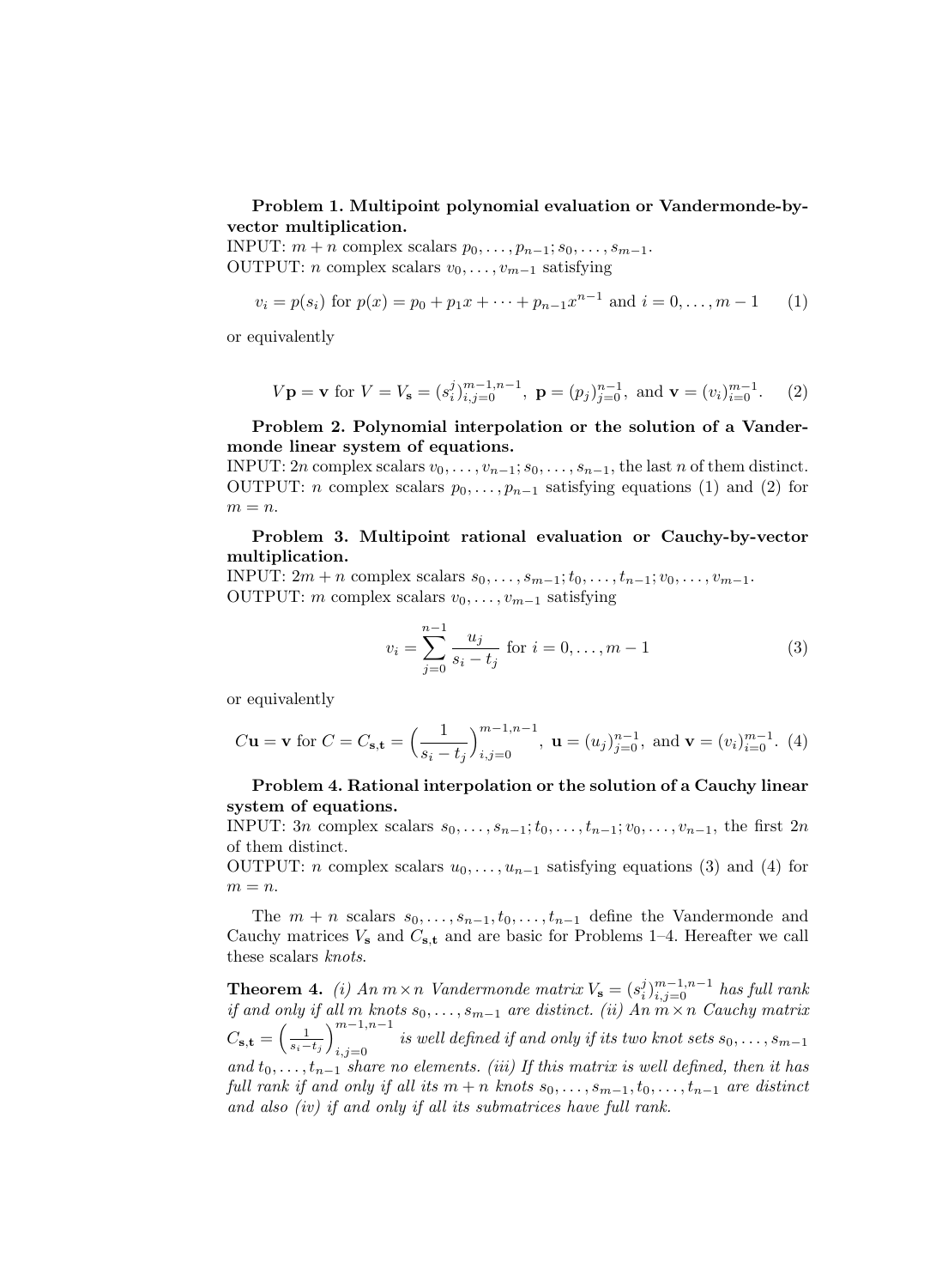**Problem 1. Multipoint polynomial evaluation or Vandermonde-by-vector multiplication.**
INPUT: $m+n$ complex scalars $p_0,\dots,p_{n-1}; s_0,\dots,s_{m-1}$.
OUTPUT: $n$ complex scalars $v_0,\dots,v_{m-1}$ satisfying

$$v_i = p(s_i) \text{ for } p(x) = p_0 + p_1 x + \cdots + p_{n-1}x^{n-1} \text{ and } i = 0,\dots,m-1 \quad (1)$$

or equivalently

$$V\mathbf{p} = \mathbf{v} \text{ for } V = V_{\mathbf{s}} = (s_i^j)_{i,j=0}^{m-1,n-1},\ \mathbf{p} = (p_j)_{j=0}^{n-1},\ \text{and } \mathbf{v} = (v_i)_{i=0}^{m-1}. \quad (2)$$

**Problem 2. Polynomial interpolation or the solution of a Vandermonde linear system of equations.**
INPUT: $2n$ complex scalars $v_0,\dots,v_{n-1}; s_0,\dots,s_{n-1}$, the last $n$ of them distinct.
OUTPUT: $n$ complex scalars $p_0,\dots,p_{n-1}$ satisfying equations (1) and (2) for $m=n$.

**Problem 3. Multipoint rational evaluation or Cauchy-by-vector multiplication.**
INPUT: $2m+n$ complex scalars $s_0,\dots,s_{m-1}; t_0,\dots,t_{n-1}; v_0,\dots,v_{m-1}$.
OUTPUT: $m$ complex scalars $v_0,\dots,v_{m-1}$ satisfying

$$v_i = \sum_{j=0}^{n-1} \frac{u_j}{s_i - t_j} \text{ for } i = 0,\dots,m-1 \quad (3)$$

or equivalently

$$C\mathbf{u} = \mathbf{v} \text{ for } C = C_{\mathbf{s},\mathbf{t}} = \Big(\frac{1}{s_i - t_j}\Big)_{i,j=0}^{m-1,n-1},\ \mathbf{u} = (u_j)_{j=0}^{n-1},\ \text{and } \mathbf{v} = (v_i)_{i=0}^{m-1}. \quad (4)$$

**Problem 4. Rational interpolation or the solution of a Cauchy linear system of equations.**
INPUT: $3n$ complex scalars $s_0,\dots,s_{n-1}; t_0,\dots,t_{n-1}; v_0,\dots,v_{n-1}$, the first $2n$ of them distinct.
OUTPUT: $n$ complex scalars $u_0,\dots,u_{n-1}$ satisfying equations (3) and (4) for $m=n$.

The $m+n$ scalars $s_0,\dots,s_{n-1},t_0,\dots,t_{n-1}$ define the Vandermonde and Cauchy matrices $V_{\mathbf{s}}$ and $C_{\mathbf{s},\mathbf{t}}$ and are basic for Problems 1–4. Hereafter we call these scalars *knots*.

**Theorem 4.** *(i) An $m \times n$ Vandermonde matrix $V_{\mathbf{s}} = (s_i^j)_{i,j=0}^{m-1,n-1}$ has full rank if and only if all $m$ knots $s_0,\dots,s_{m-1}$ are distinct. (ii) An $m \times n$ Cauchy matrix $C_{\mathbf{s},\mathbf{t}} = \Big(\frac{1}{s_i - t_j}\Big)_{i,j=0}^{m-1,n-1}$ is well defined if and only if its two knot sets $s_0,\dots,s_{m-1}$ and $t_0,\dots,t_{n-1}$ share no elements. (iii) If this matrix is well defined, then it has full rank if and only if all its $m+n$ knots $s_0,\dots,s_{m-1},t_0,\dots,t_{n-1}$ are distinct and also (iv) if and only if all its submatrices have full rank.*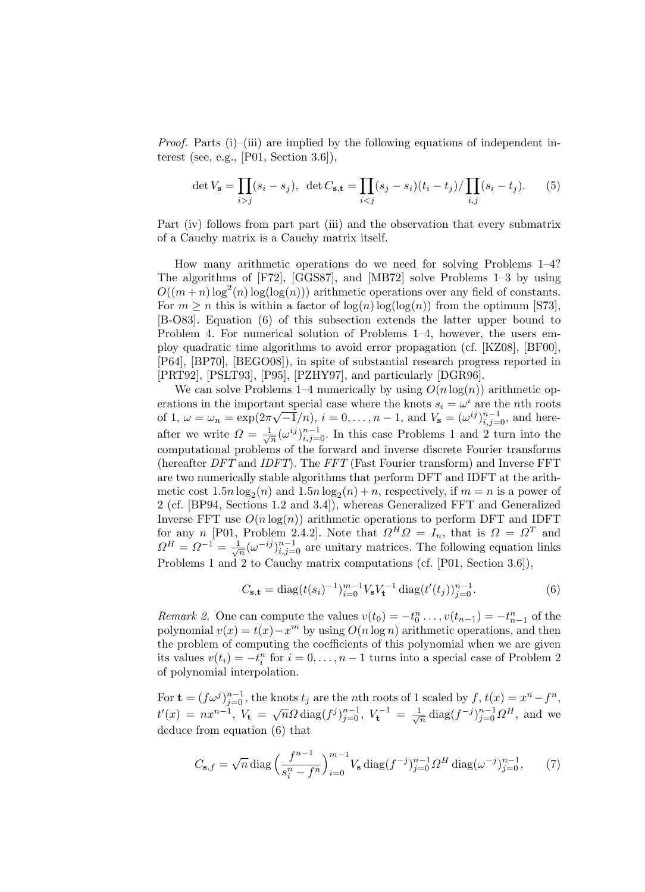*Proof.* Parts (i)–(iii) are implied by the following equations of independent interest (see, e.g., [P01, Section 3.6]),

$$\det V_{\mathbf{s}} = \prod_{i>j}(s_i - s_j), \quad \det C_{\mathbf{s},\mathbf{t}} = \prod_{i<j}(s_j - s_i)(t_i - t_j) / \prod_{i,j}(s_i - t_j). \tag{5}$$

Part (iv) follows from part part (iii) and the observation that every submatrix of a Cauchy matrix is a Cauchy matrix itself.

How many arithmetic operations do we need for solving Problems 1–4? The algorithms of [F72], [GGS87], and [MB72] solve Problems 1–3 by using $O((m+n)\log^2(n)\log(\log(n)))$ arithmetic operations over any field of constants. For $m \geq n$ this is within a factor of $\log(n)\log(\log(n))$ from the optimum [S73], [B-O83]. Equation (6) of this subsection extends the latter upper bound to Problem 4. For numerical solution of Problems 1–4, however, the users employ quadratic time algorithms to avoid error propagation (cf. [KZ08], [BF00], [P64], [BP70], [BEGO08]), in spite of substantial research progress reported in [PRT92], [PSLT93], [P95], [PZHY97], and particularly [DGR96].

We can solve Problems 1–4 numerically by using $O(n\log(n))$ arithmetic operations in the important special case where the knots $s_i = \omega^i$ are the $n$th roots of 1, $\omega = \omega_n = \exp(2\pi\sqrt{-1}/n)$, $i = 0, \ldots, n-1$, and $V_{\mathbf{s}} = (\omega^{ij})_{i,j=0}^{n-1}$, and hereafter we write $\Omega = \frac{1}{\sqrt{n}}(\omega^{ij})_{i,j=0}^{n-1}$. In this case Problems 1 and 2 turn into the computational problems of the forward and inverse discrete Fourier transforms (hereafter *DFT* and *IDFT*). The *FFT* (Fast Fourier transform) and Inverse FFT are two numerically stable algorithms that perform DFT and IDFT at the arithmetic cost $1.5n\log_2(n)$ and $1.5n\log_2(n) + n$, respectively, if $m = n$ is a power of 2 (cf. [BP94, Sections 1.2 and 3.4]), whereas Generalized FFT and Generalized Inverse FFT use $O(n\log(n))$ arithmetic operations to perform DFT and IDFT for any $n$ [P01, Problem 2.4.2]. Note that $\Omega^H\Omega = I_n$, that is $\Omega = \Omega^T$ and $\Omega^H = \Omega^{-1} = \frac{1}{\sqrt{n}}(\omega^{-ij})_{i,j=0}^{n-1}$ are unitary matrices. The following equation links Problems 1 and 2 to Cauchy matrix computations (cf. [P01, Section 3.6]),

$$C_{\mathbf{s},\mathbf{t}} = \operatorname{diag}(t(s_i)^{-1})_{i=0}^{m-1} V_{\mathbf{s}} V_{\mathbf{t}}^{-1} \operatorname{diag}(t'(t_j))_{j=0}^{n-1}. \tag{6}$$

*Remark 2.* One can compute the values $v(t_0) = -t_0^n \ldots, v(t_{n-1}) = -t_{n-1}^n$ of the polynomial $v(x) = t(x) - x^m$ by using $O(n\log n)$ arithmetic operations, and then the problem of computing the coefficients of this polynomial when we are given its values $v(t_i) = -t_i^n$ for $i = 0, \ldots, n-1$ turns into a special case of Problem 2 of polynomial interpolation.

For $\mathbf{t} = (f\omega^j)_{j=0}^{n-1}$, the knots $t_j$ are the $n$th roots of 1 scaled by $f$, $t(x) = x^n - f^n$, $t'(x) = nx^{n-1}$, $V_{\mathbf{t}} = \sqrt{n}\Omega \operatorname{diag}(f^j)_{j=0}^{n-1}$, $V_{\mathbf{t}}^{-1} = \frac{1}{\sqrt{n}} \operatorname{diag}(f^{-j})_{j=0}^{n-1}\Omega^H$, and we deduce from equation (6) that

$$C_{\mathbf{s},f} = \sqrt{n} \operatorname{diag}\Big(\frac{f^{n-1}}{s_i^n - f^n}\Big)_{i=0}^{m-1} V_{\mathbf{s}} \operatorname{diag}(f^{-j})_{j=0}^{n-1} \Omega^H \operatorname{diag}(\omega^{-j})_{j=0}^{n-1}, \tag{7}$$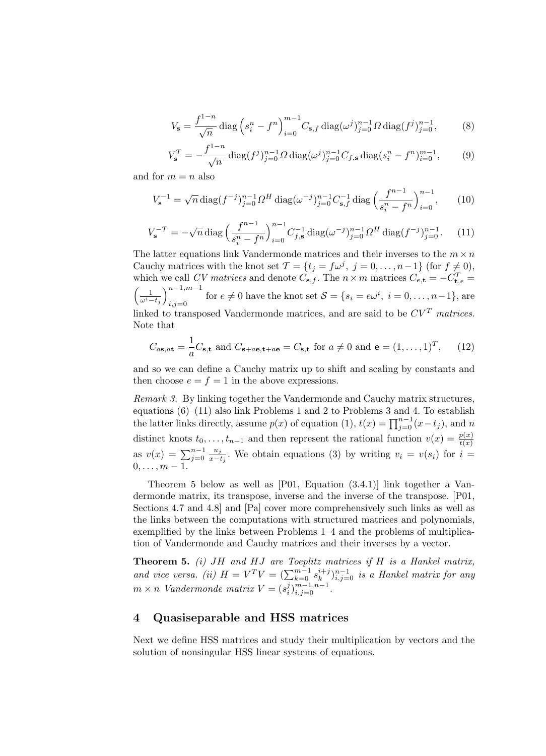$$V_{\mathbf{s}} = \frac{f^{1-n}}{\sqrt{n}} \operatorname{diag}\Big(s_i^n - f^n\Big)_{i=0}^{m-1} C_{\mathbf{s},f} \operatorname{diag}(\omega^j)_{j=0}^{n-1} \Omega \operatorname{diag}(f^j)_{j=0}^{n-1}, \tag{8}$$

$$V_{\mathbf{s}}^T = -\frac{f^{1-n}}{\sqrt{n}} \operatorname{diag}(f^j)_{j=0}^{n-1} \Omega \operatorname{diag}(\omega^j)_{j=0}^{n-1} C_{f,\mathbf{s}} \operatorname{diag}(s_i^n - f^n)_{i=0}^{m-1}, \tag{9}$$

and for $m = n$ also

$$V_{\mathbf{s}}^{-1} = \sqrt{n} \operatorname{diag}(f^{-j})_{j=0}^{n-1} \Omega^H \operatorname{diag}(\omega^{-j})_{j=0}^{n-1} C_{\mathbf{s},f}^{-1} \operatorname{diag}\Big(\frac{f^{n-1}}{s_i^n - f^n}\Big)_{i=0}^{n-1}, \tag{10}$$

$$V_{\mathbf{s}}^{-T} = -\sqrt{n} \operatorname{diag}\Big(\frac{f^{n-1}}{s_i^n - f^n}\Big)_{i=0}^{n-1} C_{f,\mathbf{s}}^{-1} \operatorname{diag}(\omega^{-j})_{j=0}^{n-1} \Omega^H \operatorname{diag}(f^{-j})_{j=0}^{n-1}. \tag{11}$$

The latter equations link Vandermonde matrices and their inverses to the $m \times n$ Cauchy matrices with the knot set $\mathcal{T} = \{t_j = f\omega^j,\ j = 0, \ldots, n-1\}$ (for $f \neq 0$), which we call *CV matrices* and denote $C_{\mathbf{s},f}$. The $n \times m$ matrices $C_{e,\mathbf{t}} = -C_{\mathbf{t},e}^T = \Big(\frac{1}{\omega^i - t_j}\Big)_{i,j=0}^{n-1,m-1}$ for $e \neq 0$ have the knot set $\mathcal{S} = \{s_i = e\omega^i,\ i = 0, \ldots, n-1\}$, are linked to transposed Vandermonde matrices, and are said to be *$CV^T$ matrices*. Note that

$$C_{a\mathbf{s},a\mathbf{t}} = \frac{1}{a} C_{\mathbf{s},\mathbf{t}} \text{ and } C_{\mathbf{s}+a\mathbf{e},\mathbf{t}+a\mathbf{e}} = C_{\mathbf{s},\mathbf{t}} \text{ for } a \neq 0 \text{ and } \mathbf{e} = (1, \ldots, 1)^T, \tag{12}$$

and so we can define a Cauchy matrix up to shift and scaling by constants and then choose $e = f = 1$ in the above expressions.

*Remark 3.* By linking together the Vandermonde and Cauchy matrix structures, equations (6)–(11) also link Problems 1 and 2 to Problems 3 and 4. To establish the latter links directly, assume $p(x)$ of equation (1), $t(x) = \prod_{j=0}^{n-1}(x - t_j)$, and $n$ distinct knots $t_0, \ldots, t_{n-1}$ and then represent the rational function $v(x) = \frac{p(x)}{t(x)}$ as $v(x) = \sum_{j=0}^{n-1} \frac{u_j}{x - t_j}$. We obtain equations (3) by writing $v_i = v(s_i)$ for $i = 0, \ldots, m-1$.

Theorem 5 below as well as [P01, Equation (3.4.1)] link together a Vandermonde matrix, its transpose, inverse and the inverse of the transpose. [P01, Sections 4.7 and 4.8] and [Pa] cover more comprehensively such links as well as the links between the computations with structured matrices and polynomials, exemplified by the links between Problems 1–4 and the problems of multiplication of Vandermonde and Cauchy matrices and their inverses by a vector.

**Theorem 5.** *(i) $JH$ and $HJ$ are Toeplitz matrices if $H$ is a Hankel matrix, and vice versa. (ii) $H = V^T V = (\sum_{k=0}^{m-1} s_k^{i+j})_{i,j=0}^{n-1}$ is a Hankel matrix for any $m \times n$ Vandermonde matrix $V = (s_i^j)_{i,j=0}^{m-1,n-1}$.*

## 4 Quasiseparable and HSS matrices

Next we define HSS matrices and study their multiplication by vectors and the solution of nonsingular HSS linear systems of equations.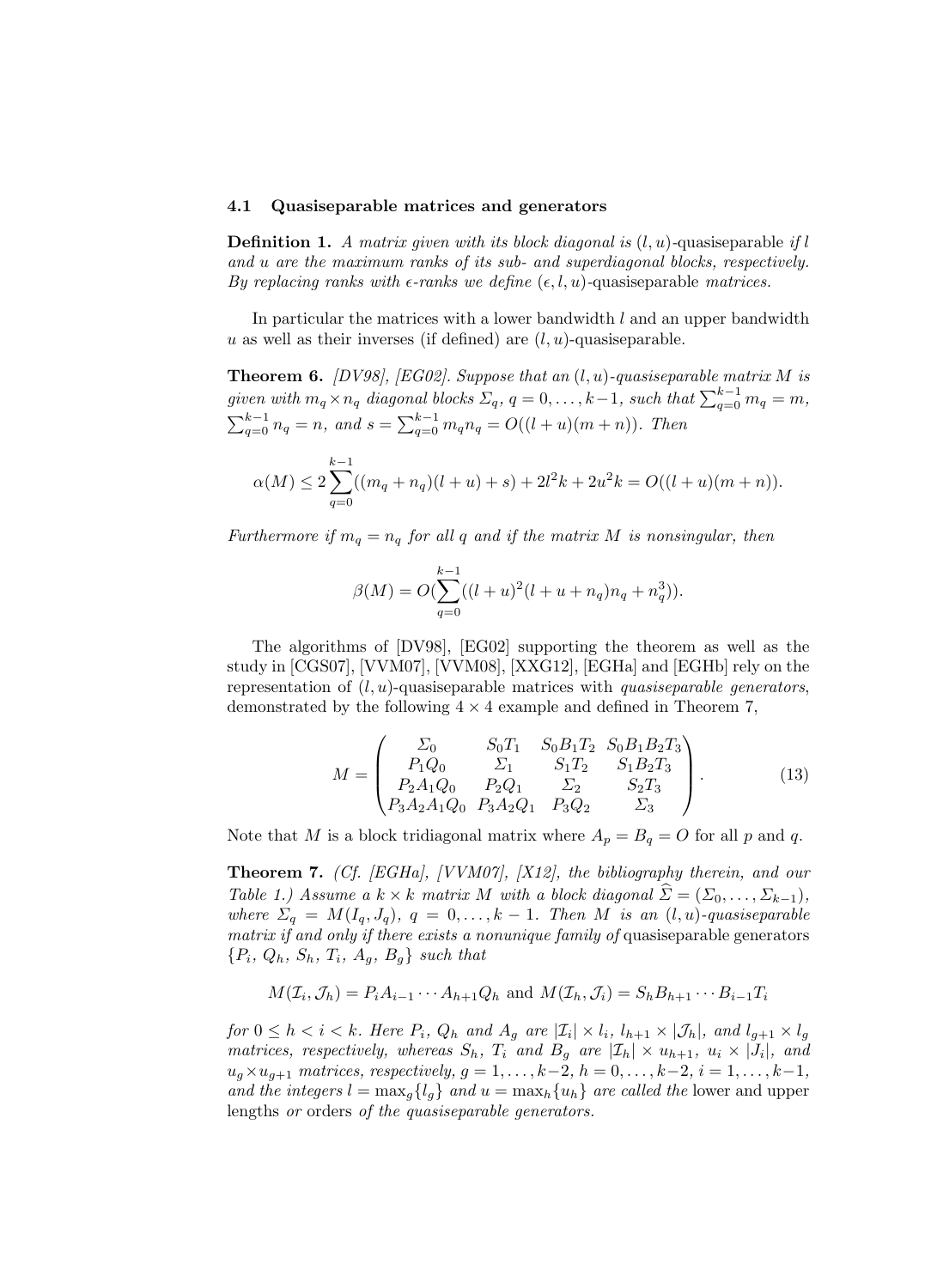### 4.1 Quasiseparable matrices and generators

**Definition 1.** *A matrix given with its block diagonal is $(l, u)$-quasiseparable if $l$ and $u$ are the maximum ranks of its sub- and superdiagonal blocks, respectively. By replacing ranks with $\epsilon$-ranks we define $(\epsilon, l, u)$-quasiseparable matrices.*

In particular the matrices with a lower bandwidth $l$ and an upper bandwidth $u$ as well as their inverses (if defined) are $(l, u)$-quasiseparable.

**Theorem 6.** *[DV98], [EG02]. Suppose that an $(l, u)$-quasiseparable matrix $M$ is given with $m_q \times n_q$ diagonal blocks $\Sigma_q$, $q = 0, \ldots, k-1$, such that $\sum_{q=0}^{k-1} m_q = m$, $\sum_{q=0}^{k-1} n_q = n$, and $s = \sum_{q=0}^{k-1} m_q n_q = O((l+u)(m+n))$. Then*

$$\alpha(M) \le 2\sum_{q=0}^{k-1}((m_q + n_q)(l+u) + s) + 2l^2k + 2u^2k = O((l+u)(m+n)).$$

*Furthermore if $m_q = n_q$ for all $q$ and if the matrix $M$ is nonsingular, then*

$$\beta(M) = O(\sum_{q=0}^{k-1}((l+u)^2(l+u+n_q)n_q + n_q^3)).$$

The algorithms of [DV98], [EG02] supporting the theorem as well as the study in [CGS07], [VVM07], [VVM08], [XXG12], [EGHa] and [EGHb] rely on the representation of $(l, u)$-quasiseparable matrices with *quasiseparable generators*, demonstrated by the following $4 \times 4$ example and defined in Theorem 7,

$$M = \begin{pmatrix} \Sigma_0 & S_0T_1 & S_0B_1T_2 & S_0B_1B_2T_3 \\ P_1Q_0 & \Sigma_1 & S_1T_2 & S_1B_2T_3 \\ P_2A_1Q_0 & P_2Q_1 & \Sigma_2 & S_2T_3 \\ P_3A_2A_1Q_0 & P_3A_2Q_1 & P_3Q_2 & \Sigma_3 \end{pmatrix}. \tag{13}$$

Note that $M$ is a block tridiagonal matrix where $A_p = B_q = O$ for all $p$ and $q$.

**Theorem 7.** *(Cf. [EGHa], [VVM07], [X12], the bibliography therein, and our Table 1.) Assume a $k \times k$ matrix $M$ with a block diagonal $\widehat{\Sigma} = (\Sigma_0, \ldots, \Sigma_{k-1})$, where $\Sigma_q = M(I_q, J_q)$, $q = 0, \ldots, k-1$. Then $M$ is an $(l, u)$-quasiseparable matrix if and only if there exists a nonunique family of* quasiseparable generators *$\{P_i,\ Q_h,\ S_h,\ T_i,\ A_g,\ B_g\}$ such that*

$$M(\mathcal{I}_i, \mathcal{J}_h) = P_iA_{i-1}\cdots A_{h+1}Q_h \text{ and } M(\mathcal{I}_h, \mathcal{J}_i) = S_hB_{h+1}\cdots B_{i-1}T_i$$

*for $0 \le h < i < k$. Here $P_i$, $Q_h$ and $A_g$ are $|\mathcal{I}_i| \times l_i$, $l_{h+1} \times |\mathcal{J}_h|$, and $l_{g+1} \times l_g$ matrices, respectively, whereas $S_h$, $T_i$ and $B_g$ are $|\mathcal{I}_h| \times u_{h+1}$, $u_i \times |J_i|$, and $u_g \times u_{g+1}$ matrices, respectively, $g = 1, \ldots, k-2$, $h = 0, \ldots, k-2$, $i = 1, \ldots, k-1$, and the integers $l = \max_g\{l_g\}$ and $u = \max_h\{u_h\}$ are called the* lower and upper lengths *or* orders *of the quasiseparable generators.*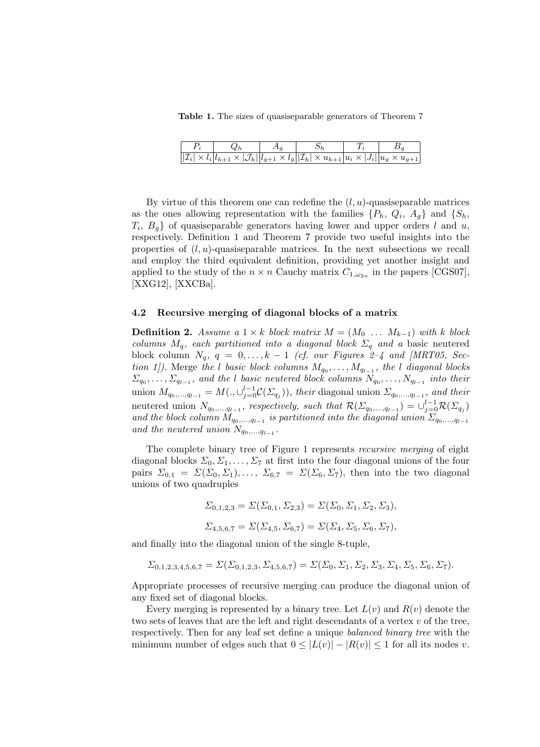**Table 1.** The sizes of quasiseparable generators of Theorem 7

| $P_i$ | $Q_h$ | $A_g$ | $S_h$ | $T_i$ | $B_g$ |
|---|---|---|---|---|---|
| $\lvert\mathcal{I}_i\rvert \times l_i$ | $l_{h+1} \times \lvert\mathcal{J}_h\rvert$ | $l_{g+1} \times l_g$ | $\lvert\mathcal{I}_h\rvert \times u_{h+1}$ | $u_i \times \lvert J_i\rvert$ | $u_g \times u_{g+1}$ |

By virtue of this theorem one can redefine the $(l, u)$-quasiseparable matrices as the ones allowing representation with the families $\{P_h, Q_i, A_g\}$ and $\{S_h, T_i, B_g\}$ of quasiseparable generators having lower and upper orders $l$ and $u$, respectively. Definition 1 and Theorem 7 provide two useful insights into the properties of $(l, u)$-quasiseparable matrices. In the next subsections we recall and employ the third equivalent definition, providing yet another insight and applied to the study of the $n \times n$ Cauchy matrix $C_{1,\omega_{2n}}$ in the papers [CGS07], [XXG12], [XXCBa].

### 4.2 Recursive merging of diagonal blocks of a matrix

**Definition 2.** *Assume a $1 \times k$ block matrix $M = (M_0 \ \dots \ M_{k-1})$ with $k$ block columns $M_q$, each partitioned into a diagonal block $\Sigma_q$ and a* basic neutered block column *$N_q$, $q = 0, \dots, k-1$ (cf. our Figures 2–4 and [MRT05, Section 1]).* Merge *the $l$ basic block columns $M_{q_0}, \dots, M_{q_{l-1}}$, the $l$ diagonal blocks $\Sigma_{q_0}, \dots, \Sigma_{q_{l-1}}$, and the $l$ basic neutered block columns $N_{q_0}, \dots, N_{q_{l-1}}$ into their* union *$M_{q_0,\dots,q_{l-1}} = M(., \cup_{j=0}^{l-1} \mathcal{C}(\Sigma_{q_j}))$, their* diagonal union *$\Sigma_{q_0,\dots,q_{l-1}}$, and their* neutered union *$N_{q_0,\dots,q_{l-1}}$, respectively, such that $\mathcal{R}(\Sigma_{q_0,\dots,q_{l-1}}) = \cup_{j=0}^{l-1} \mathcal{R}(\Sigma_{q_j})$ and the block column $M_{q_0,\dots,q_{l-1}}$ is partitioned into the diagonal union $\Sigma_{q_0,\dots,q_{l-1}}$ and the neutered union $N_{q_0,\dots,q_{l-1}}$.*

The complete binary tree of Figure 1 represents *recursive merging* of eight diagonal blocks $\Sigma_0, \Sigma_1, \dots, \Sigma_7$ at first into the four diagonal unions of the four pairs $\Sigma_{0,1} = \Sigma(\Sigma_0, \Sigma_1), \dots, \Sigma_{6,7} = \Sigma(\Sigma_6, \Sigma_7)$, then into the two diagonal unions of two quadruples

$$\Sigma_{0,1,2,3} = \Sigma(\Sigma_{0,1}, \Sigma_{2,3}) = \Sigma(\Sigma_0, \Sigma_1, \Sigma_2, \Sigma_3),$$

$$\Sigma_{4,5,6,7} = \Sigma(\Sigma_{4,5}, \Sigma_{6,7}) = \Sigma(\Sigma_4, \Sigma_5, \Sigma_6, \Sigma_7),$$

and finally into the diagonal union of the single 8-tuple,

$$\Sigma_{0,1,2,3,4,5,6,7} = \Sigma(\Sigma_{0,1,2,3}, \Sigma_{4,5,6,7}) = \Sigma(\Sigma_0, \Sigma_1, \Sigma_2, \Sigma_3, \Sigma_4, \Sigma_5, \Sigma_6, \Sigma_7).$$

Appropriate processes of recursive merging can produce the diagonal union of any fixed set of diagonal blocks.

Every merging is represented by a binary tree. Let $L(v)$ and $R(v)$ denote the two sets of leaves that are the left and right descendants of a vertex $v$ of the tree, respectively. Then for any leaf set define a unique *balanced binary tree* with the minimum number of edges such that $0 \leq |L(v)| - |R(v)| \leq 1$ for all its nodes $v$.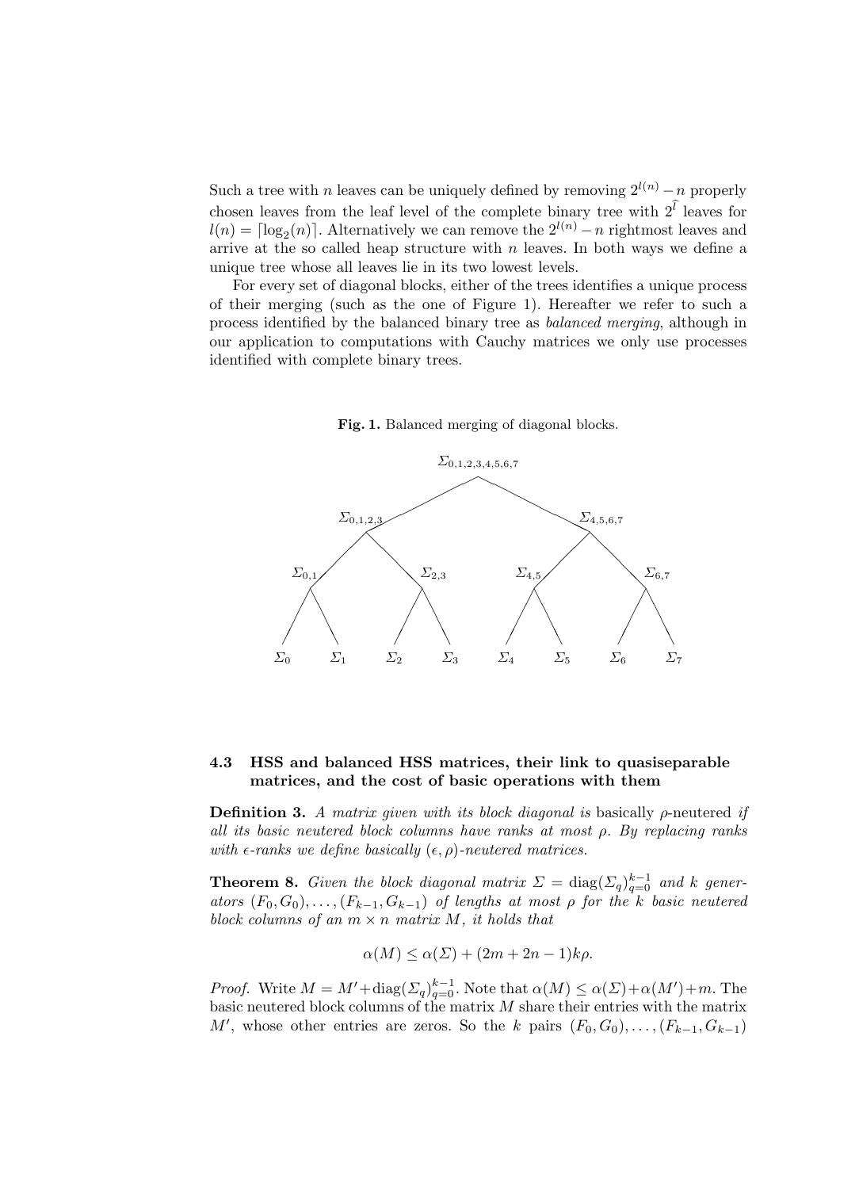Such a tree with $n$ leaves can be uniquely defined by removing $2^{l(n)} - n$ properly chosen leaves from the leaf level of the complete binary tree with $2^{\hat{l}}$ leaves for $l(n) = \lceil \log_2(n) \rceil$. Alternatively we can remove the $2^{l(n)} - n$ rightmost leaves and arrive at the so called heap structure with $n$ leaves. In both ways we define a unique tree whose all leaves lie in its two lowest levels.

For every set of diagonal blocks, either of the trees identifies a unique process of their merging (such as the one of Figure 1). Hereafter we refer to such a process identified by the balanced binary tree as *balanced merging*, although in our application to computations with Cauchy matrices we only use processes identified with complete binary trees.

**Fig. 1.** Balanced merging of diagonal blocks.

$$
\begin{array}{c}
\Sigma_{0,1,2,3,4,5,6,7} \\
\Sigma_{0,1,2,3} \qquad \Sigma_{4,5,6,7} \\
\Sigma_{0,1} \quad \Sigma_{2,3} \quad \Sigma_{4,5} \quad \Sigma_{6,7} \\
\Sigma_0 \;\; \Sigma_1 \;\; \Sigma_2 \;\; \Sigma_3 \;\; \Sigma_4 \;\; \Sigma_5 \;\; \Sigma_6 \;\; \Sigma_7
\end{array}
$$

### 4.3 HSS and balanced HSS matrices, their link to quasiseparable matrices, and the cost of basic operations with them

**Definition 3.** *A matrix given with its block diagonal is* basically $\rho$-neutered *if all its basic neutered block columns have ranks at most $\rho$. By replacing ranks with $\epsilon$-ranks we define basically $(\epsilon, \rho)$-neutered matrices.*

**Theorem 8.** *Given the block diagonal matrix $\Sigma = \operatorname{diag}(\Sigma_q)_{q=0}^{k-1}$ and $k$ generators $(F_0, G_0), \ldots, (F_{k-1}, G_{k-1})$ of lengths at most $\rho$ for the $k$ basic neutered block columns of an $m \times n$ matrix $M$, it holds that*

$$\alpha(M) \leq \alpha(\Sigma) + (2m + 2n - 1)k\rho.$$

*Proof.* Write $M = M' + \operatorname{diag}(\Sigma_q)_{q=0}^{k-1}$. Note that $\alpha(M) \leq \alpha(\Sigma) + \alpha(M') + m$. The basic neutered block columns of the matrix $M$ share their entries with the matrix $M'$, whose other entries are zeros. So the $k$ pairs $(F_0, G_0), \ldots, (F_{k-1}, G_{k-1})$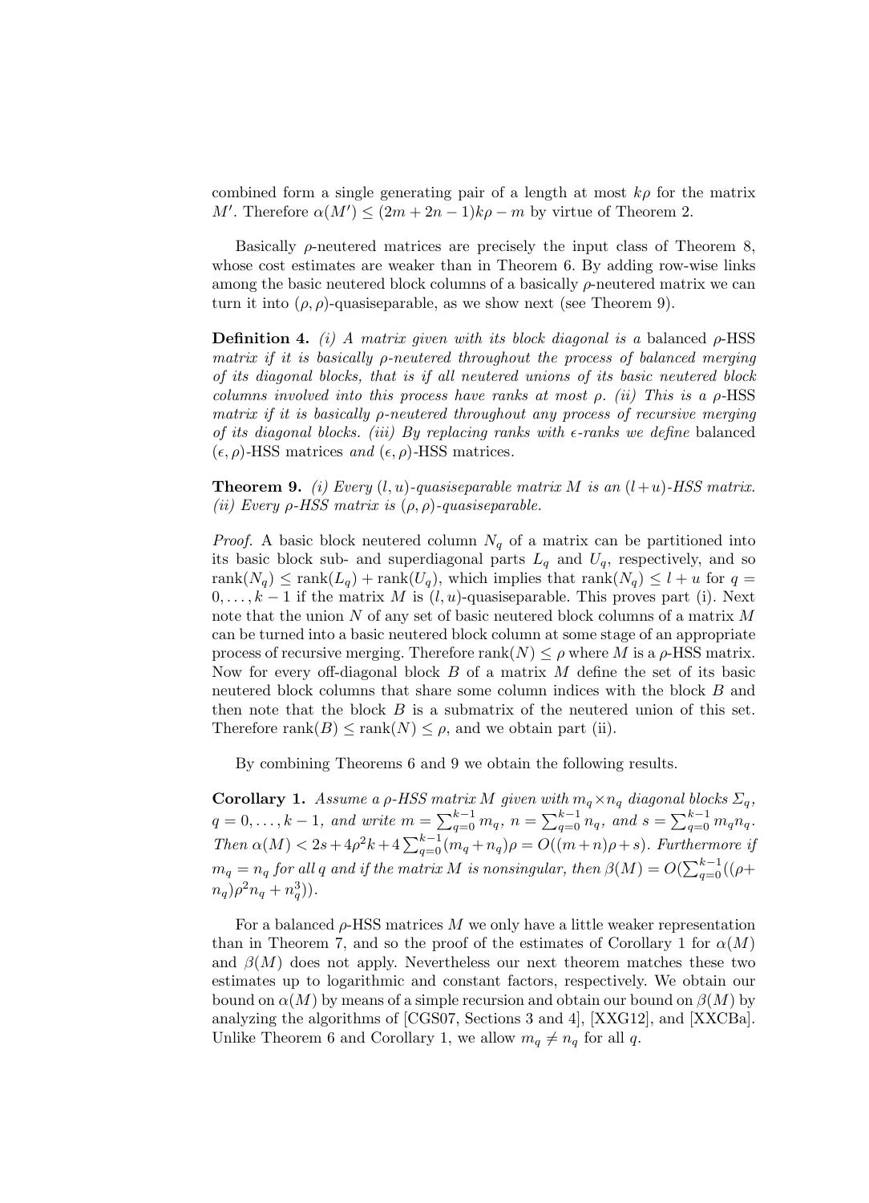combined form a single generating pair of a length at most $k\rho$ for the matrix $M'$. Therefore $\alpha(M') \leq (2m + 2n - 1)k\rho - m$ by virtue of Theorem 2.

Basically $\rho$-neutered matrices are precisely the input class of Theorem 8, whose cost estimates are weaker than in Theorem 6. By adding row-wise links among the basic neutered block columns of a basically $\rho$-neutered matrix we can turn it into $(\rho, \rho)$-quasiseparable, as we show next (see Theorem 9).

**Definition 4.** *(i) A matrix given with its block diagonal is a* balanced $\rho$-HSS *matrix if it is basically $\rho$-neutered throughout the process of balanced merging of its diagonal blocks, that is if all neutered unions of its basic neutered block columns involved into this process have ranks at most $\rho$. (ii) This is a $\rho$-HSS matrix if it is basically $\rho$-neutered throughout any process of recursive merging of its diagonal blocks. (iii) By replacing ranks with $\epsilon$-ranks we define* balanced $(\epsilon, \rho)$-HSS matrices *and* $(\epsilon, \rho)$-HSS matrices*.*

**Theorem 9.** *(i) Every $(l, u)$-quasiseparable matrix $M$ is an $(l+u)$-HSS matrix. (ii) Every $\rho$-HSS matrix is $(\rho, \rho)$-quasiseparable.*

*Proof.* A basic block neutered column $N_q$ of a matrix can be partitioned into its basic block sub- and superdiagonal parts $L_q$ and $U_q$, respectively, and so $\text{rank}(N_q) \leq \text{rank}(L_q) + \text{rank}(U_q)$, which implies that $\text{rank}(N_q) \leq l + u$ for $q = 0, \ldots, k-1$ if the matrix $M$ is $(l, u)$-quasiseparable. This proves part (i). Next note that the union $N$ of any set of basic neutered block columns of a matrix $M$ can be turned into a basic neutered block column at some stage of an appropriate process of recursive merging. Therefore $\text{rank}(N) \leq \rho$ where $M$ is a $\rho$-HSS matrix. Now for every off-diagonal block $B$ of a matrix $M$ define the set of its basic neutered block columns that share some column indices with the block $B$ and then note that the block $B$ is a submatrix of the neutered union of this set. Therefore $\text{rank}(B) \leq \text{rank}(N) \leq \rho$, and we obtain part (ii).

By combining Theorems 6 and 9 we obtain the following results.

**Corollary 1.** *Assume a $\rho$-HSS matrix $M$ given with $m_q \times n_q$ diagonal blocks $\Sigma_q$, $q = 0, \ldots, k-1$, and write $m = \sum_{q=0}^{k-1} m_q$, $n = \sum_{q=0}^{k-1} n_q$, and $s = \sum_{q=0}^{k-1} m_q n_q$. Then $\alpha(M) < 2s + 4\rho^2 k + 4\sum_{q=0}^{k-1}(m_q + n_q)\rho = O((m+n)\rho + s)$. Furthermore if $m_q = n_q$ for all $q$ and if the matrix $M$ is nonsingular, then $\beta(M) = O(\sum_{q=0}^{k-1}((\rho + n_q)\rho^2 n_q + n_q^3))$.*

For a balanced $\rho$-HSS matrices $M$ we only have a little weaker representation than in Theorem 7, and so the proof of the estimates of Corollary 1 for $\alpha(M)$ and $\beta(M)$ does not apply. Nevertheless our next theorem matches these two estimates up to logarithmic and constant factors, respectively. We obtain our bound on $\alpha(M)$ by means of a simple recursion and obtain our bound on $\beta(M)$ by analyzing the algorithms of [CGS07, Sections 3 and 4], [XXG12], and [XXCBa]. Unlike Theorem 6 and Corollary 1, we allow $m_q \neq n_q$ for all $q$.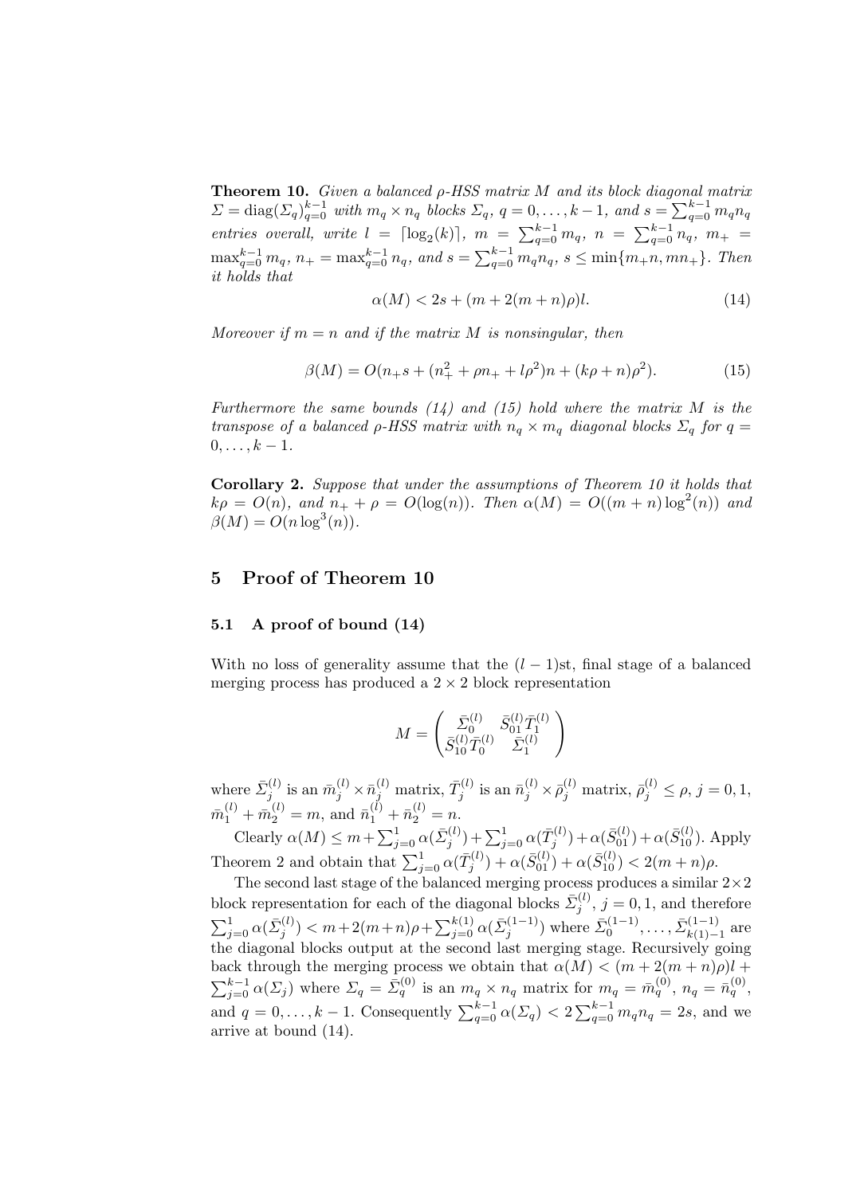**Theorem 10.** *Given a balanced $\rho$-HSS matrix $M$ and its block diagonal matrix $\Sigma = \mathrm{diag}(\Sigma_q)_{q=0}^{k-1}$ with $m_q \times n_q$ blocks $\Sigma_q$, $q = 0, \dots, k-1$, and $s = \sum_{q=0}^{k-1} m_q n_q$ entries overall, write $l = \lceil \log_2(k) \rceil$, $m = \sum_{q=0}^{k-1} m_q$, $n = \sum_{q=0}^{k-1} n_q$, $m_+ = \max_{q=0}^{k-1} m_q$, $n_+ = \max_{q=0}^{k-1} n_q$, and $s = \sum_{q=0}^{k-1} m_q n_q$, $s \le \min\{m_+ n, m n_+\}$. Then it holds that*

$$\alpha(M) < 2s + (m + 2(m+n)\rho)l. \tag{14}$$

*Moreover if $m = n$ and if the matrix $M$ is nonsingular, then*

$$\beta(M) = O(n_+ s + (n_+^2 + \rho n_+ + l\rho^2)n + (k\rho + n)\rho^2). \tag{15}$$

*Furthermore the same bounds (14) and (15) hold where the matrix $M$ is the transpose of a balanced $\rho$-HSS matrix with $n_q \times m_q$ diagonal blocks $\Sigma_q$ for $q = 0, \dots, k-1$.*

**Corollary 2.** *Suppose that under the assumptions of Theorem 10 it holds that $k\rho = O(n)$, and $n_+ + \rho = O(\log(n))$. Then $\alpha(M) = O((m+n)\log^2(n))$ and $\beta(M) = O(n \log^3(n))$.*

## 5 Proof of Theorem 10

### 5.1 A proof of bound (14)

With no loss of generality assume that the $(l-1)$st, final stage of a balanced merging process has produced a $2 \times 2$ block representation

$$M = \begin{pmatrix} \bar{\Sigma}_0^{(l)} & \bar{S}_{01}^{(l)} \bar{T}_1^{(l)} \\ \bar{S}_{10}^{(l)} \bar{T}_0^{(l)} & \bar{\Sigma}_1^{(l)} \end{pmatrix}$$

where $\bar{\Sigma}_j^{(l)}$ is an $\bar{m}_j^{(l)} \times \bar{n}_j^{(l)}$ matrix, $\bar{T}_j^{(l)}$ is an $\bar{n}_j^{(l)} \times \bar{\rho}_j^{(l)}$ matrix, $\bar{\rho}_j^{(l)} \le \rho$, $j = 0, 1$, $\bar{m}_1^{(l)} + \bar{m}_2^{(l)} = m$, and $\bar{n}_1^{(l)} + \bar{n}_2^{(l)} = n$.

Clearly $\alpha(M) \le m + \sum_{j=0}^{1} \alpha(\bar{\Sigma}_j^{(l)}) + \sum_{j=0}^{1} \alpha(\bar{T}_j^{(l)}) + \alpha(\bar{S}_{01}^{(l)}) + \alpha(\bar{S}_{10}^{(l)})$. Apply Theorem 2 and obtain that $\sum_{j=0}^{1} \alpha(\bar{T}_j^{(l)}) + \alpha(\bar{S}_{01}^{(l)}) + \alpha(\bar{S}_{10}^{(l)}) < 2(m+n)\rho$.

The second last stage of the balanced merging process produces a similar $2 \times 2$ block representation for each of the diagonal blocks $\bar{\Sigma}_j^{(l)}$, $j = 0, 1$, and therefore $\sum_{j=0}^{1} \alpha(\bar{\Sigma}_j^{(l)}) < m + 2(m+n)\rho + \sum_{j=0}^{k(1)} \alpha(\bar{\Sigma}_j^{(1-1)})$ where $\bar{\Sigma}_0^{(1-1)}, \dots, \bar{\Sigma}_{k(1)-1}^{(1-1)}$ are the diagonal blocks output at the second last merging stage. Recursively going back through the merging process we obtain that $\alpha(M) < (m + 2(m+n)\rho)l + \sum_{j=0}^{k-1} \alpha(\Sigma_j)$ where $\Sigma_q = \bar{\Sigma}_q^{(0)}$ is an $m_q \times n_q$ matrix for $m_q = \bar{m}_q^{(0)}$, $n_q = \bar{n}_q^{(0)}$, and $q = 0, \dots, k-1$. Consequently $\sum_{q=0}^{k-1} \alpha(\Sigma_q) < 2 \sum_{q=0}^{k-1} m_q n_q = 2s$, and we arrive at bound (14).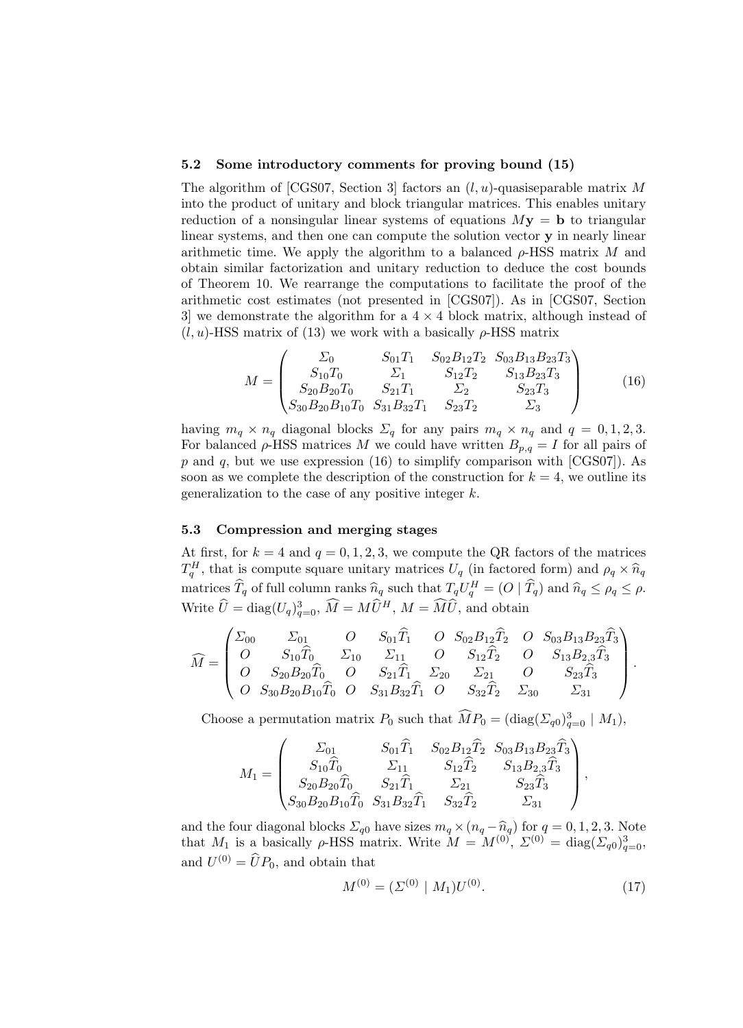### 5.2 Some introductory comments for proving bound (15)

The algorithm of [CGS07, Section 3] factors an $(l, u)$-quasiseparable matrix $M$ into the product of unitary and block triangular matrices. This enables unitary reduction of a nonsingular linear systems of equations $M\mathbf{y} = \mathbf{b}$ to triangular linear systems, and then one can compute the solution vector $\mathbf{y}$ in nearly linear arithmetic time. We apply the algorithm to a balanced $\rho$-HSS matrix $M$ and obtain similar factorization and unitary reduction to deduce the cost bounds of Theorem 10. We rearrange the computations to facilitate the proof of the arithmetic cost estimates (not presented in [CGS07]). As in [CGS07, Section 3] we demonstrate the algorithm for a $4 \times 4$ block matrix, although instead of $(l, u)$-HSS matrix of (13) we work with a basically $\rho$-HSS matrix

$$
M = \begin{pmatrix}
\Sigma_0 & S_{01}T_1 & S_{02}B_{12}T_2 & S_{03}B_{13}B_{23}T_3 \\
S_{10}T_0 & \Sigma_1 & S_{12}T_2 & S_{13}B_{23}T_3 \\
S_{20}B_{20}T_0 & S_{21}T_1 & \Sigma_2 & S_{23}T_3 \\
S_{30}B_{20}B_{10}T_0 & S_{31}B_{32}T_1 & S_{23}T_2 & \Sigma_3
\end{pmatrix} \tag{16}
$$

having $m_q \times n_q$ diagonal blocks $\Sigma_q$ for any pairs $m_q \times n_q$ and $q = 0, 1, 2, 3$. For balanced $\rho$-HSS matrices $M$ we could have written $B_{p,q} = I$ for all pairs of $p$ and $q$, but we use expression (16) to simplify comparison with [CGS07]). As soon as we complete the description of the construction for $k = 4$, we outline its generalization to the case of any positive integer $k$.

### 5.3 Compression and merging stages

At first, for $k = 4$ and $q = 0, 1, 2, 3$, we compute the QR factors of the matrices $T_q^H$, that is compute square unitary matrices $U_q$ (in factored form) and $\rho_q \times \widehat{n}_q$ matrices $\widehat{T}_q$ of full column ranks $\widehat{n}_q$ such that $T_q U_q^H = (O \mid \widehat{T}_q)$ and $\widehat{n}_q \le \rho_q \le \rho$. Write $\widehat{U} = \mathrm{diag}(U_q)_{q=0}^3$, $\widehat{M} = M\widehat{U}^H$, $M = \widehat{M}\widehat{U}$, and obtain

$$
\widehat{M} = \begin{pmatrix}
\Sigma_{00} & \Sigma_{01} & O & S_{01}\widehat{T}_1 & O & S_{02}B_{12}\widehat{T}_2 & O & S_{03}B_{13}B_{23}\widehat{T}_3 \\
O & S_{10}\widehat{T}_0 & \Sigma_{10} & \Sigma_{11} & O & S_{12}\widehat{T}_2 & O & S_{13}B_{2,3}\widehat{T}_3 \\
O & S_{20}B_{20}\widehat{T}_0 & O & S_{21}\widehat{T}_1 & \Sigma_{20} & \Sigma_{21} & O & S_{23}\widehat{T}_3 \\
O & S_{30}B_{20}B_{10}\widehat{T}_0 & O & S_{31}B_{32}\widehat{T}_1 & O & S_{32}\widehat{T}_2 & \Sigma_{30} & \Sigma_{31}
\end{pmatrix}.
$$

Choose a permutation matrix $P_0$ such that $\widehat{M}P_0 = (\mathrm{diag}(\Sigma_{q0})_{q=0}^3 \mid M_1)$,

$$
M_1 = \begin{pmatrix}
\Sigma_{01} & S_{01}\widehat{T}_1 & S_{02}B_{12}\widehat{T}_2 & S_{03}B_{13}B_{23}\widehat{T}_3 \\
S_{10}\widehat{T}_0 & \Sigma_{11} & S_{12}\widehat{T}_2 & S_{13}B_{2,3}\widehat{T}_3 \\
S_{20}B_{20}\widehat{T}_0 & S_{21}\widehat{T}_1 & \Sigma_{21} & S_{23}\widehat{T}_3 \\
S_{30}B_{20}B_{10}\widehat{T}_0 & S_{31}B_{32}\widehat{T}_1 & S_{32}\widehat{T}_2 & \Sigma_{31}
\end{pmatrix},
$$

and the four diagonal blocks $\Sigma_{q0}$ have sizes $m_q \times (n_q - \widehat{n}_q)$ for $q = 0, 1, 2, 3$. Note that $M_1$ is a basically $\rho$-HSS matrix. Write $M = M^{(0)}$, $\Sigma^{(0)} = \mathrm{diag}(\Sigma_{q0})_{q=0}^3$, and $U^{(0)} = \widehat{U}P_0$, and obtain that

$$
M^{(0)} = (\Sigma^{(0)} \mid M_1)U^{(0)}. \tag{17}
$$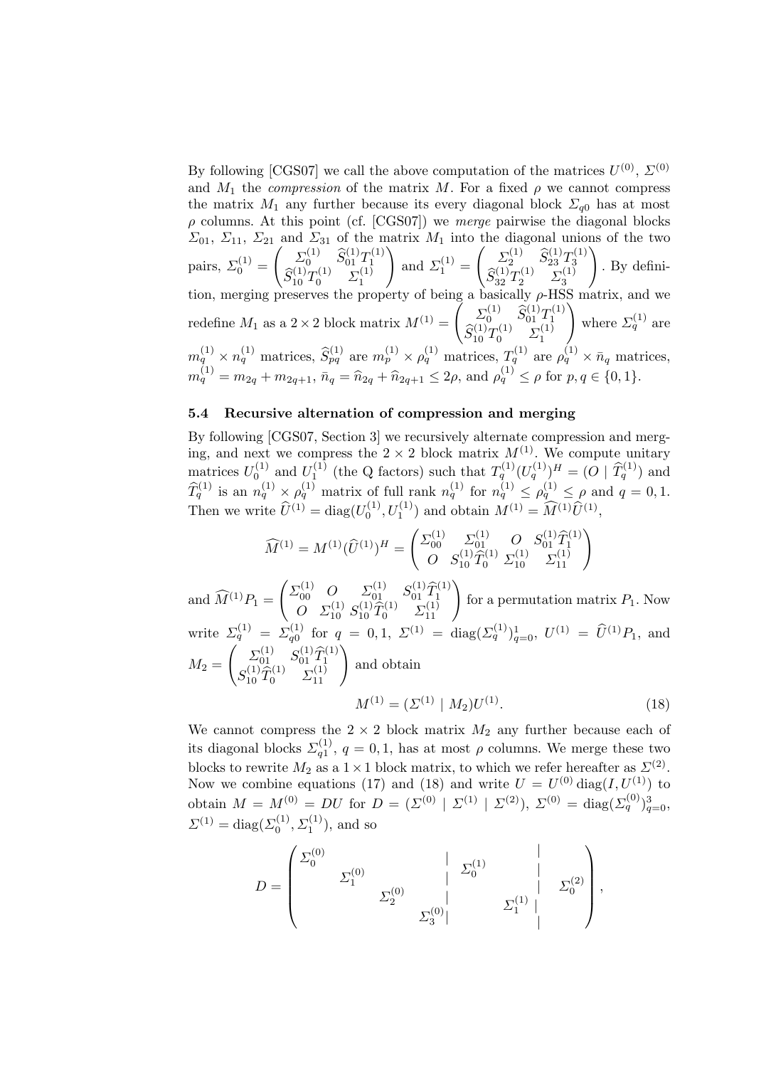By following [CGS07] we call the above computation of the matrices $U^{(0)}$, $\Sigma^{(0)}$ and $M_1$ the *compression* of the matrix $M$. For a fixed $\rho$ we cannot compress the matrix $M_1$ any further because its every diagonal block $\Sigma_{q0}$ has at most $\rho$ columns. At this point (cf. [CGS07]) we *merge* pairwise the diagonal blocks $\Sigma_{01}$, $\Sigma_{11}$, $\Sigma_{21}$ and $\Sigma_{31}$ of the matrix $M_1$ into the diagonal unions of the two pairs, $\Sigma_0^{(1)} = \begin{pmatrix} \Sigma_0^{(1)} & \widehat{S}_{01}^{(1)} T_1^{(1)} \\ \widehat{S}_{10}^{(1)} T_0^{(1)} & \Sigma_1^{(1)} \end{pmatrix}$ and $\Sigma_1^{(1)} = \begin{pmatrix} \Sigma_2^{(1)} & \widehat{S}_{23}^{(1)} T_3^{(1)} \\ \widehat{S}_{32}^{(1)} T_2^{(1)} & \Sigma_3^{(1)} \end{pmatrix}$. By definition, merging preserves the property of being a basically $\rho$-HSS matrix, and we redefine $M_1$ as a $2 \times 2$ block matrix $M^{(1)} = \begin{pmatrix} \Sigma_0^{(1)} & \widehat{S}_{01}^{(1)} T_1^{(1)} \\ \widehat{S}_{10}^{(1)} T_0^{(1)} & \Sigma_1^{(1)} \end{pmatrix}$ where $\Sigma_q^{(1)}$ are $m_q^{(1)} \times n_q^{(1)}$ matrices, $\widehat{S}_{pq}^{(1)}$ are $m_p^{(1)} \times \rho_q^{(1)}$ matrices, $T_q^{(1)}$ are $\rho_q^{(1)} \times \bar{n}_q$ matrices, $m_q^{(1)} = m_{2q} + m_{2q+1}$, $\bar{n}_q = \widehat{n}_{2q} + \widehat{n}_{2q+1} \leq 2\rho$, and $\rho_q^{(1)} \leq \rho$ for $p, q \in \{0, 1\}$.

### 5.4 Recursive alternation of compression and merging

By following [CGS07, Section 3] we recursively alternate compression and merging, and next we compress the $2 \times 2$ block matrix $M^{(1)}$. We compute unitary matrices $U_0^{(1)}$ and $U_1^{(1)}$ (the Q factors) such that $T_q^{(1)} (U_q^{(1)})^H = (O \mid \widehat{T}_q^{(1)})$ and $\widehat{T}_q^{(1)}$ is an $n_q^{(1)} \times \rho_q^{(1)}$ matrix of full rank $n_q^{(1)}$ for $n_q^{(1)} \leq \rho_q^{(1)} \leq \rho$ and $q = 0, 1$. Then we write $\widehat{U}^{(1)} = \operatorname{diag}(U_0^{(1)}, U_1^{(1)})$ and obtain $M^{(1)} = \widehat{M}^{(1)} \widehat{U}^{(1)}$,

$$\widehat{M}^{(1)} = M^{(1)} (\widehat{U}^{(1)})^H = \begin{pmatrix} \Sigma_{00}^{(1)} & \Sigma_{01}^{(1)} & O & S_{01}^{(1)} \widehat{T}_1^{(1)} \\ O & S_{10}^{(1)} \widehat{T}_0^{(1)} & \Sigma_{10}^{(1)} & \Sigma_{11}^{(1)} \end{pmatrix}$$

and $\widehat{M}^{(1)} P_1 = \begin{pmatrix} \Sigma_{00}^{(1)} & O & \Sigma_{01}^{(1)} & S_{01}^{(1)} \widehat{T}_1^{(1)} \\ O & \Sigma_{10}^{(1)} & S_{10}^{(1)} \widehat{T}_0^{(1)} & \Sigma_{11}^{(1)} \end{pmatrix}$ for a permutation matrix $P_1$. Now write $\Sigma_q^{(1)} = \Sigma_{q0}^{(1)}$ for $q = 0, 1$, $\Sigma^{(1)} = \operatorname{diag}(\Sigma_q^{(1)})_{q=0}^1$, $U^{(1)} = \widehat{U}^{(1)} P_1$, and $M_2 = \begin{pmatrix} \Sigma_{01}^{(1)} & S_{01}^{(1)} \widehat{T}_1^{(1)} \\ S_{10}^{(1)} \widehat{T}_0^{(1)} & \Sigma_{11}^{(1)} \end{pmatrix}$ and obtain

$$M^{(1)} = (\Sigma^{(1)} \mid M_2) U^{(1)}. \tag{18}$$

We cannot compress the $2 \times 2$ block matrix $M_2$ any further because each of its diagonal blocks $\Sigma_{q1}^{(1)}$, $q = 0, 1$, has at most $\rho$ columns. We merge these two blocks to rewrite $M_2$ as a $1 \times 1$ block matrix, to which we refer hereafter as $\Sigma^{(2)}$. Now we combine equations (17) and (18) and write $U = U^{(0)} \operatorname{diag}(I, U^{(1)})$ to obtain $M = M^{(0)} = DU$ for $D = (\Sigma^{(0)} \mid \Sigma^{(1)} \mid \Sigma^{(2)})$, $\Sigma^{(0)} = \operatorname{diag}(\Sigma_q^{(0)})_{q=0}^3$, $\Sigma^{(1)} = \operatorname{diag}(\Sigma_0^{(1)}, \Sigma_1^{(1)})$, and so

$$D = \left( \begin{array}{cccc|cc|c} \Sigma_0^{(0)} & & & & & & \\ & \Sigma_1^{(0)} & & & \Sigma_0^{(1)} & & \\ & & \Sigma_2^{(0)} & & & & \Sigma_0^{(2)} \\ & & & \Sigma_3^{(0)} & & \Sigma_1^{(1)} & \end{array} \right),$$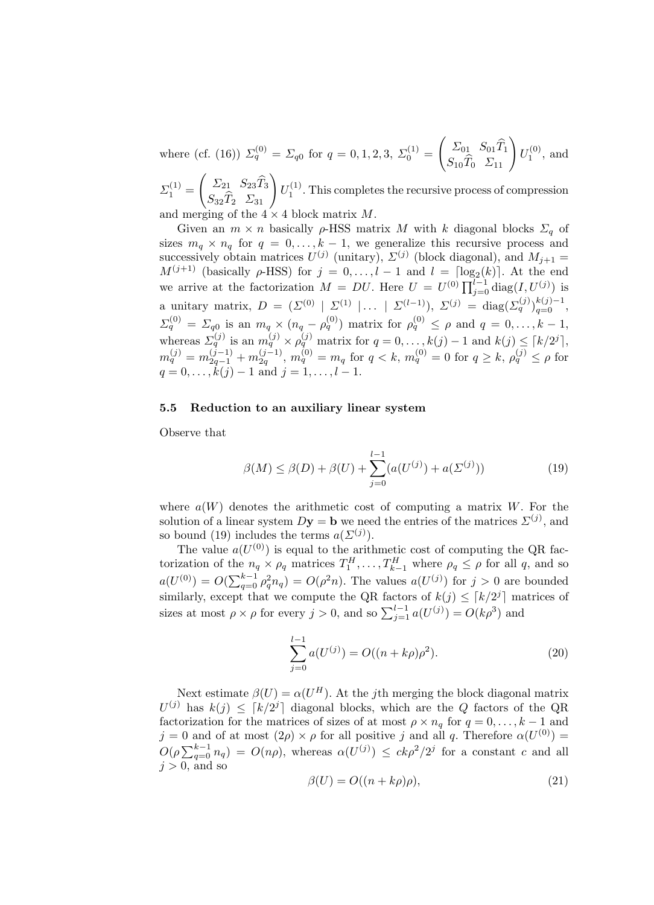where (cf. (16)) $\Sigma_q^{(0)} = \Sigma_{q0}$ for $q = 0, 1, 2, 3$, $\Sigma_0^{(1)} = \begin{pmatrix} \Sigma_{01} & S_{01}\widehat{T}_1 \\ S_{10}\widehat{T}_0 & \Sigma_{11} \end{pmatrix} U_1^{(0)}$, and $\Sigma_1^{(1)} = \begin{pmatrix} \Sigma_{21} & S_{23}\widehat{T}_3 \\ S_{32}\widehat{T}_2 & \Sigma_{31} \end{pmatrix} U_1^{(1)}$. This completes the recursive process of compression and merging of the $4 \times 4$ block matrix $M$.

Given an $m \times n$ basically $\rho$-HSS matrix $M$ with $k$ diagonal blocks $\Sigma_q$ of sizes $m_q \times n_q$ for $q = 0, \ldots, k-1$, we generalize this recursive process and successively obtain matrices $U^{(j)}$ (unitary), $\Sigma^{(j)}$ (block diagonal), and $M_{j+1} = M^{(j+1)}$ (basically $\rho$-HSS) for $j = 0, \ldots, l-1$ and $l = \lceil \log_2(k) \rceil$. At the end we arrive at the factorization $M = DU$. Here $U = U^{(0)} \prod_{j=0}^{l-1} \operatorname{diag}(I, U^{(j)})$ is a unitary matrix, $D = (\Sigma^{(0)} \mid \Sigma^{(1)} \mid \ldots \mid \Sigma^{(l-1)})$, $\Sigma^{(j)} = \operatorname{diag}(\Sigma_q^{(j)})_{q=0}^{k(j)-1}$, $\Sigma_q^{(0)} = \Sigma_{q0}$ is an $m_q \times (n_q - \rho_q^{(0)})$ matrix for $\rho_q^{(0)} \leq \rho$ and $q = 0, \ldots, k-1$, whereas $\Sigma_q^{(j)}$ is an $m_q^{(j)} \times \rho_q^{(j)}$ matrix for $q = 0, \ldots, k(j)-1$ and $k(j) \leq \lceil k/2^j \rceil$, $m_q^{(j)} = m_{2q-1}^{(j-1)} + m_{2q}^{(j-1)}$, $m_q^{(0)} = m_q$ for $q < k$, $m_q^{(0)} = 0$ for $q \geq k$, $\rho_q^{(j)} \leq \rho$ for $q = 0, \ldots, k(j)-1$ and $j = 1, \ldots, l-1$.

### 5.5 Reduction to an auxiliary linear system

Observe that

$$\beta(M) \leq \beta(D) + \beta(U) + \sum_{j=0}^{l-1} (a(U^{(j)}) + a(\Sigma^{(j)})) \tag{19}$$

where $a(W)$ denotes the arithmetic cost of computing a matrix $W$. For the solution of a linear system $D\mathbf{y} = \mathbf{b}$ we need the entries of the matrices $\Sigma^{(j)}$, and so bound (19) includes the terms $a(\Sigma^{(j)})$.

The value $a(U^{(0)})$ is equal to the arithmetic cost of computing the QR factorization of the $n_q \times \rho_q$ matrices $T_1^H, \ldots, T_{k-1}^H$ where $\rho_q \leq \rho$ for all $q$, and so $a(U^{(0)}) = O(\sum_{q=0}^{k-1} \rho_q^2 n_q) = O(\rho^2 n)$. The values $a(U^{(j)})$ for $j > 0$ are bounded similarly, except that we compute the QR factors of $k(j) \leq \lceil k/2^j \rceil$ matrices of sizes at most $\rho \times \rho$ for every $j > 0$, and so $\sum_{j=1}^{l-1} a(U^{(j)}) = O(k\rho^3)$ and

$$\sum_{j=0}^{l-1} a(U^{(j)}) = O((n + k\rho)\rho^2). \tag{20}$$

Next estimate $\beta(U) = \alpha(U^H)$. At the $j$th merging the block diagonal matrix $U^{(j)}$ has $k(j) \leq \lceil k/2^j \rceil$ diagonal blocks, which are the $Q$ factors of the QR factorization for the matrices of sizes of at most $\rho \times n_q$ for $q = 0, \ldots, k-1$ and $j = 0$ and of at most $(2\rho) \times \rho$ for all positive $j$ and all $q$. Therefore $\alpha(U^{(0)}) = O(\rho \sum_{q=0}^{k-1} n_q) = O(n\rho)$, whereas $\alpha(U^{(j)}) \leq ck\rho^2/2^j$ for a constant $c$ and all $j > 0$, and so

$$\beta(U) = O((n + k\rho)\rho), \tag{21}$$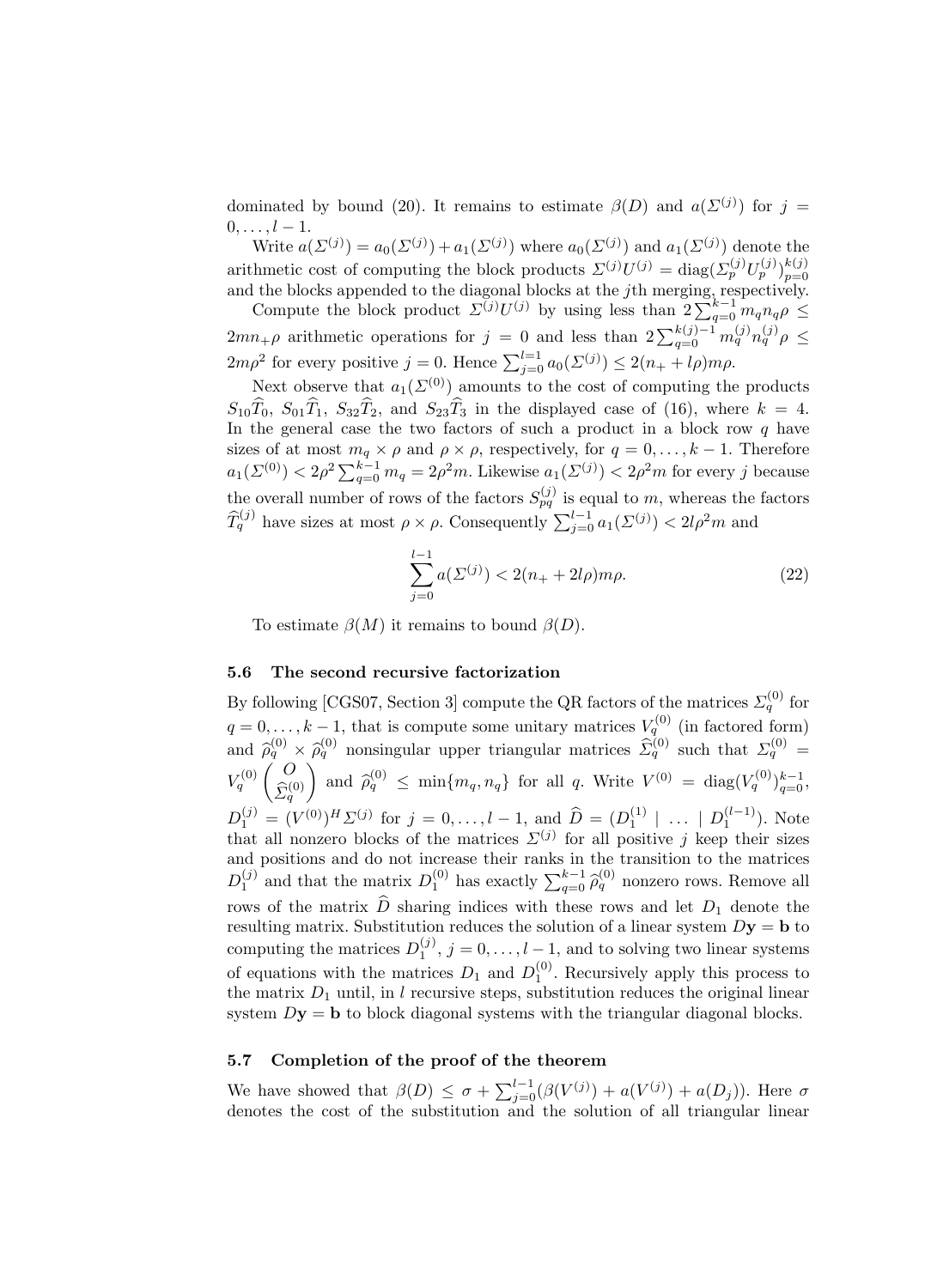dominated by bound (20). It remains to estimate $\beta(D)$ and $a(\Sigma^{(j)})$ for $j = 0, \ldots, l-1$.

Write $a(\Sigma^{(j)}) = a_0(\Sigma^{(j)}) + a_1(\Sigma^{(j)})$ where $a_0(\Sigma^{(j)})$ and $a_1(\Sigma^{(j)})$ denote the arithmetic cost of computing the block products $\Sigma^{(j)}U^{(j)} = \mathrm{diag}(\Sigma_p^{(j)}U_p^{(j)})_{p=0}^{k(j)}$ and the blocks appended to the diagonal blocks at the $j$th merging, respectively.

Compute the block product $\Sigma^{(j)}U^{(j)}$ by using less than $2\sum_{q=0}^{k-1} m_q n_q \rho \leq 2mn_+\rho$ arithmetic operations for $j = 0$ and less than $2\sum_{q=0}^{k(j)-1} m_q^{(j)} n_q^{(j)} \rho \leq 2m\rho^2$ for every positive $j = 0$. Hence $\sum_{j=0}^{l=1} a_0(\Sigma^{(j)}) \leq 2(n_+ + l\rho)m\rho$.

Next observe that $a_1(\Sigma^{(0)})$ amounts to the cost of computing the products $S_{10}\widehat{T}_0$, $S_{01}\widehat{T}_1$, $S_{32}\widehat{T}_2$, and $S_{23}\widehat{T}_3$ in the displayed case of (16), where $k = 4$. In the general case the two factors of such a product in a block row $q$ have sizes of at most $m_q \times \rho$ and $\rho \times \rho$, respectively, for $q = 0, \ldots, k-1$. Therefore $a_1(\Sigma^{(0)}) < 2\rho^2 \sum_{q=0}^{k-1} m_q = 2\rho^2 m$. Likewise $a_1(\Sigma^{(j)}) < 2\rho^2 m$ for every $j$ because the overall number of rows of the factors $S_{pq}^{(j)}$ is equal to $m$, whereas the factors $\widehat{T}_q^{(j)}$ have sizes at most $\rho \times \rho$. Consequently $\sum_{j=0}^{l-1} a_1(\Sigma^{(j)}) < 2l\rho^2 m$ and

$$\sum_{j=0}^{l-1} a(\Sigma^{(j)}) < 2(n_+ + 2l\rho)m\rho. \tag{22}$$

To estimate $\beta(M)$ it remains to bound $\beta(D)$.

### 5.6 The second recursive factorization

By following [CGS07, Section 3] compute the QR factors of the matrices $\Sigma_q^{(0)}$ for $q = 0, \ldots, k-1$, that is compute some unitary matrices $V_q^{(0)}$ (in factored form) and $\widehat{\rho}_q^{(0)} \times \widehat{\rho}_q^{(0)}$ nonsingular upper triangular matrices $\widehat{\Sigma}_q^{(0)}$ such that $\Sigma_q^{(0)} = V_q^{(0)} \begin{pmatrix} O \\ \widehat{\Sigma}_q^{(0)} \end{pmatrix}$ and $\widehat{\rho}_q^{(0)} \leq \min\{m_q, n_q\}$ for all $q$. Write $V^{(0)} = \mathrm{diag}(V_q^{(0)})_{q=0}^{k-1}$, $D_1^{(j)} = (V^{(0)})^H \Sigma^{(j)}$ for $j = 0, \ldots, l-1$, and $\widehat{D} = (D_1^{(1)} \mid \ldots \mid D_1^{(l-1)})$. Note that all nonzero blocks of the matrices $\Sigma^{(j)}$ for all positive $j$ keep their sizes and positions and do not increase their ranks in the transition to the matrices $D_1^{(j)}$ and that the matrix $D_1^{(0)}$ has exactly $\sum_{q=0}^{k-1} \widehat{\rho}_q^{(0)}$ nonzero rows. Remove all rows of the matrix $\widehat{D}$ sharing indices with these rows and let $D_1$ denote the resulting matrix. Substitution reduces the solution of a linear system $D\mathbf{y} = \mathbf{b}$ to computing the matrices $D_1^{(j)}$, $j = 0, \ldots, l-1$, and to solving two linear systems of equations with the matrices $D_1$ and $D_1^{(0)}$. Recursively apply this process to the matrix $D_1$ until, in $l$ recursive steps, substitution reduces the original linear system $D\mathbf{y} = \mathbf{b}$ to block diagonal systems with the triangular diagonal blocks.

### 5.7 Completion of the proof of the theorem

We have showed that $\beta(D) \leq \sigma + \sum_{j=0}^{l-1}(\beta(V^{(j)}) + a(V^{(j)}) + a(D_j))$. Here $\sigma$ denotes the cost of the substitution and the solution of all triangular linear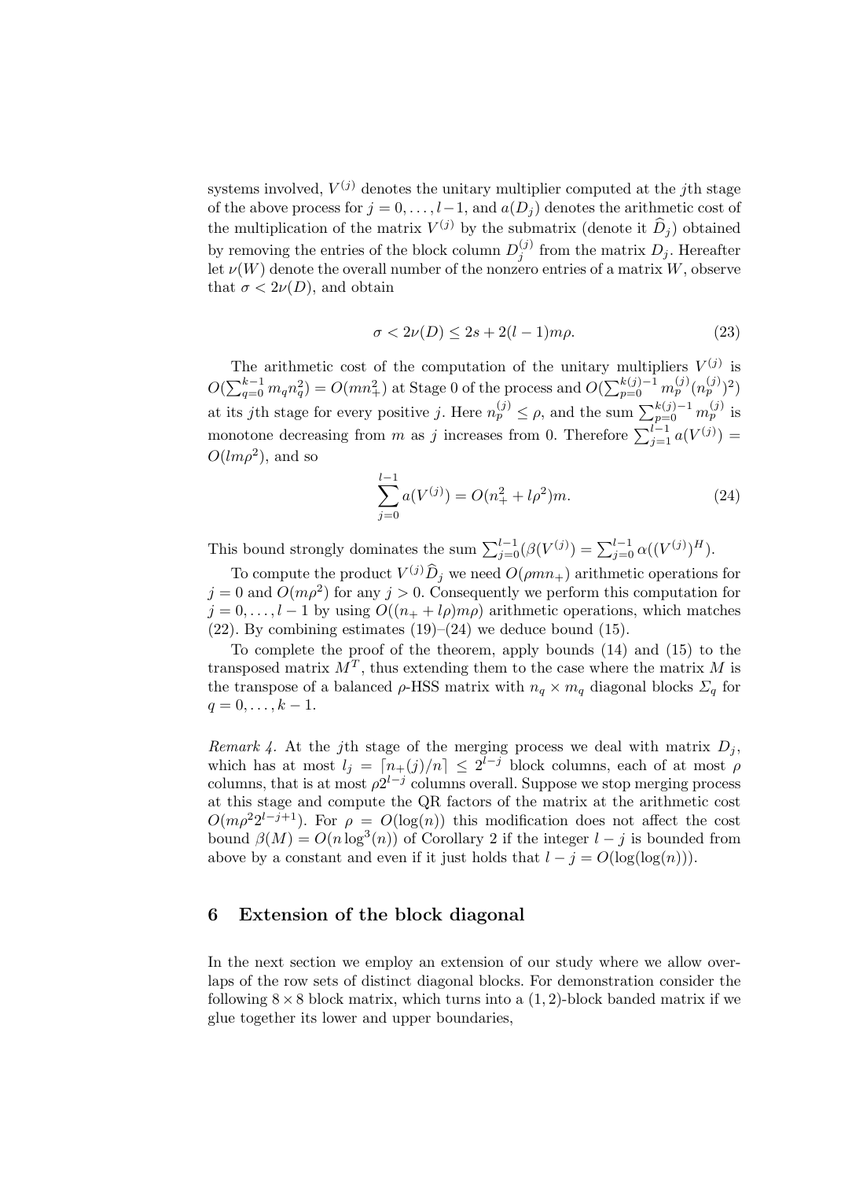systems involved, $V^{(j)}$ denotes the unitary multiplier computed at the $j$th stage of the above process for $j = 0, \ldots, l-1$, and $a(D_j)$ denotes the arithmetic cost of the multiplication of the matrix $V^{(j)}$ by the submatrix (denote it $\widehat{D}_j$) obtained by removing the entries of the block column $D_j^{(j)}$ from the matrix $D_j$. Hereafter let $\nu(W)$ denote the overall number of the nonzero entries of a matrix $W$, observe that $\sigma < 2\nu(D)$, and obtain

$$\sigma < 2\nu(D) \leq 2s + 2(l-1)m\rho. \tag{23}$$

The arithmetic cost of the computation of the unitary multipliers $V^{(j)}$ is $O(\sum_{q=0}^{k-1} m_q n_q^2) = O(mn_+^2)$ at Stage 0 of the process and $O(\sum_{p=0}^{k(j)-1} m_p^{(j)}(n_p^{(j)})^2)$ at its $j$th stage for every positive $j$. Here $n_p^{(j)} \leq \rho$, and the sum $\sum_{p=0}^{k(j)-1} m_p^{(j)}$ is monotone decreasing from $m$ as $j$ increases from 0. Therefore $\sum_{j=1}^{l-1} a(V^{(j)}) = O(lm\rho^2)$, and so

$$\sum_{j=0}^{l-1} a(V^{(j)}) = O(n_+^2 + l\rho^2)m. \tag{24}$$

This bound strongly dominates the sum $\sum_{j=0}^{l-1}(\beta(V^{(j)}) = \sum_{j=0}^{l-1} \alpha((V^{(j)})^H)$.

To compute the product $V^{(j)}\widehat{D}_j$ we need $O(\rho m n_+)$ arithmetic operations for $j = 0$ and $O(m\rho^2)$ for any $j > 0$. Consequently we perform this computation for $j = 0, \ldots, l-1$ by using $O((n_+ + l\rho)m\rho)$ arithmetic operations, which matches (22). By combining estimates (19)–(24) we deduce bound (15).

To complete the proof of the theorem, apply bounds (14) and (15) to the transposed matrix $M^T$, thus extending them to the case where the matrix $M$ is the transpose of a balanced $\rho$-HSS matrix with $n_q \times m_q$ diagonal blocks $\Sigma_q$ for $q = 0, \ldots, k-1$.

*Remark 4.* At the $j$th stage of the merging process we deal with matrix $D_j$, which has at most $l_j = \lceil n_+(j)/n \rceil \leq 2^{l-j}$ block columns, each of at most $\rho$ columns, that is at most $\rho 2^{l-j}$ columns overall. Suppose we stop merging process at this stage and compute the QR factors of the matrix at the arithmetic cost $O(m\rho^2 2^{l-j+1})$. For $\rho = O(\log(n))$ this modification does not affect the cost bound $\beta(M) = O(n \log^3(n))$ of Corollary 2 if the integer $l - j$ is bounded from above by a constant and even if it just holds that $l - j = O(\log(\log(n)))$.

## 6 Extension of the block diagonal

In the next section we employ an extension of our study where we allow overlaps of the row sets of distinct diagonal blocks. For demonstration consider the following $8 \times 8$ block matrix, which turns into a $(1, 2)$-block banded matrix if we glue together its lower and upper boundaries,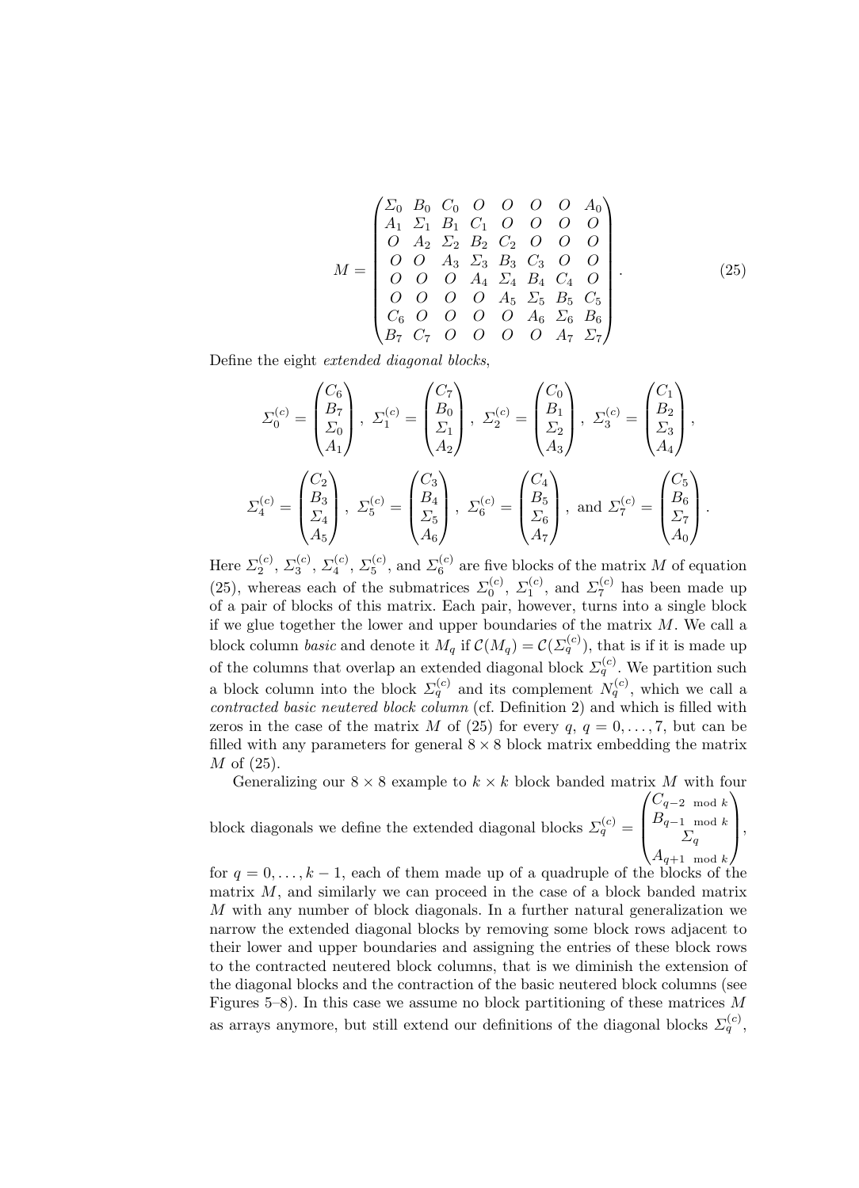$$M = \begin{pmatrix} \Sigma_0 & B_0 & C_0 & O & O & O & O & A_0 \\ A_1 & \Sigma_1 & B_1 & C_1 & O & O & O & O \\ O & A_2 & \Sigma_2 & B_2 & C_2 & O & O & O \\ O & O & A_3 & \Sigma_3 & B_3 & C_3 & O & O \\ O & O & O & A_4 & \Sigma_4 & B_4 & C_4 & O \\ O & O & O & O & A_5 & \Sigma_5 & B_5 & C_5 \\ C_6 & O & O & O & O & A_6 & \Sigma_6 & B_6 \\ B_7 & C_7 & O & O & O & O & A_7 & \Sigma_7 \end{pmatrix}. \tag{25}$$

Define the eight *extended diagonal blocks*,

$$\Sigma_0^{(c)} = \begin{pmatrix} C_6 \\ B_7 \\ \Sigma_0 \\ A_1 \end{pmatrix}, \; \Sigma_1^{(c)} = \begin{pmatrix} C_7 \\ B_0 \\ \Sigma_1 \\ A_2 \end{pmatrix}, \; \Sigma_2^{(c)} = \begin{pmatrix} C_0 \\ B_1 \\ \Sigma_2 \\ A_3 \end{pmatrix}, \; \Sigma_3^{(c)} = \begin{pmatrix} C_1 \\ B_2 \\ \Sigma_3 \\ A_4 \end{pmatrix},$$

$$\Sigma_4^{(c)} = \begin{pmatrix} C_2 \\ B_3 \\ \Sigma_4 \\ A_5 \end{pmatrix}, \; \Sigma_5^{(c)} = \begin{pmatrix} C_3 \\ B_4 \\ \Sigma_5 \\ A_6 \end{pmatrix}, \; \Sigma_6^{(c)} = \begin{pmatrix} C_4 \\ B_5 \\ \Sigma_6 \\ A_7 \end{pmatrix}, \text{ and } \Sigma_7^{(c)} = \begin{pmatrix} C_5 \\ B_6 \\ \Sigma_7 \\ A_0 \end{pmatrix}.$$

Here $\Sigma_2^{(c)}$, $\Sigma_3^{(c)}$, $\Sigma_4^{(c)}$, $\Sigma_5^{(c)}$, and $\Sigma_6^{(c)}$ are five blocks of the matrix $M$ of equation (25), whereas each of the submatrices $\Sigma_0^{(c)}$, $\Sigma_1^{(c)}$, and $\Sigma_7^{(c)}$ has been made up of a pair of blocks of this matrix. Each pair, however, turns into a single block if we glue together the lower and upper boundaries of the matrix $M$. We call a block column *basic* and denote it $M_q$ if $\mathcal{C}(M_q) = \mathcal{C}(\Sigma_q^{(c)})$, that is if it is made up of the columns that overlap an extended diagonal block $\Sigma_q^{(c)}$. We partition such a block column into the block $\Sigma_q^{(c)}$ and its complement $N_q^{(c)}$, which we call a *contracted basic neutered block column* (cf. Definition 2) and which is filled with zeros in the case of the matrix $M$ of (25) for every $q$, $q = 0, \ldots, 7$, but can be filled with any parameters for general $8 \times 8$ block matrix embedding the matrix $M$ of (25).

Generalizing our $8 \times 8$ example to $k \times k$ block banded matrix $M$ with four block diagonals we define the extended diagonal blocks $\Sigma_q^{(c)} = \begin{pmatrix} C_{q-2 \mod k} \\ B_{q-1 \mod k} \\ \Sigma_q \\ A_{q+1 \mod k} \end{pmatrix}$, for $q = 0, \ldots, k-1$, each of them made up of a quadruple of the blocks of the matrix $M$, and similarly we can proceed in the case of a block banded matrix $M$ with any number of block diagonals. In a further natural generalization we narrow the extended diagonal blocks by removing some block rows adjacent to their lower and upper boundaries and assigning the entries of these block rows to the contracted neutered block columns, that is we diminish the extension of the diagonal blocks and the contraction of the basic neutered block columns (see Figures 5–8). In this case we assume no block partitioning of these matrices $M$ as arrays anymore, but still extend our definitions of the diagonal blocks $\Sigma_q^{(c)}$,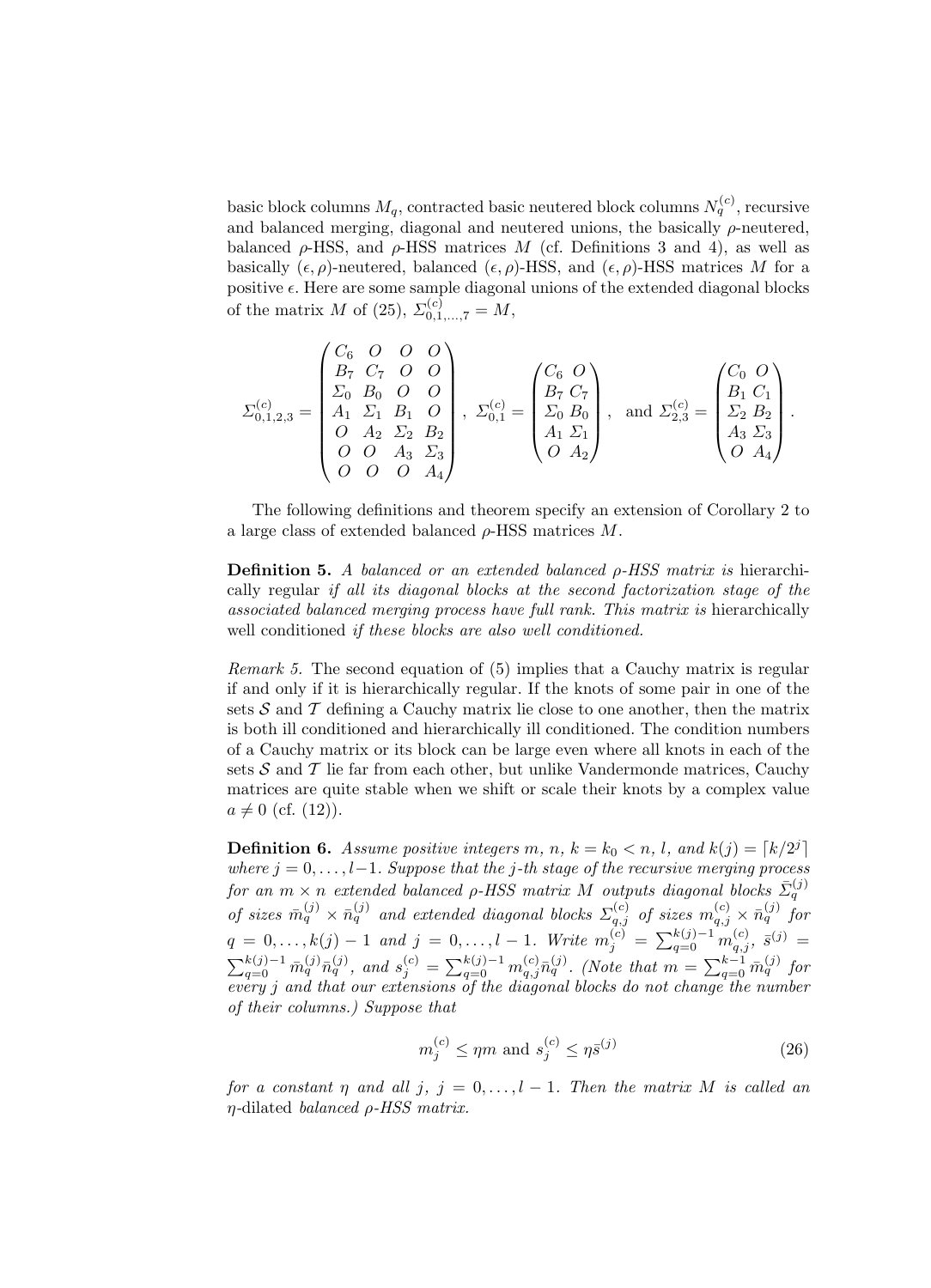basic block columns $M_q$, contracted basic neutered block columns $N_q^{(c)}$, recursive and balanced merging, diagonal and neutered unions, the basically $\rho$-neutered, balanced $\rho$-HSS, and $\rho$-HSS matrices $M$ (cf. Definitions 3 and 4), as well as basically $(\epsilon, \rho)$-neutered, balanced $(\epsilon, \rho)$-HSS, and $(\epsilon, \rho)$-HSS matrices $M$ for a positive $\epsilon$. Here are some sample diagonal unions of the extended diagonal blocks of the matrix $M$ of (25), $\Sigma_{0,1,\ldots,7}^{(c)} = M$,

$$\Sigma_{0,1,2,3}^{(c)} = \begin{pmatrix} C_6 & O & O & O \\ B_7 & C_7 & O & O \\ \Sigma_0 & B_0 & O & O \\ A_1 & \Sigma_1 & B_1 & O \\ O & A_2 & \Sigma_2 & B_2 \\ O & O & A_3 & \Sigma_3 \\ O & O & O & A_4 \end{pmatrix}, \ \Sigma_{0,1}^{(c)} = \begin{pmatrix} C_6 & O \\ B_7 & C_7 \\ \Sigma_0 & B_0 \\ A_1 & \Sigma_1 \\ O & A_2 \end{pmatrix}, \ \text{ and } \Sigma_{2,3}^{(c)} = \begin{pmatrix} C_0 & O \\ B_1 & C_1 \\ \Sigma_2 & B_2 \\ A_3 & \Sigma_3 \\ O & A_4 \end{pmatrix}.$$

The following definitions and theorem specify an extension of Corollary 2 to a large class of extended balanced $\rho$-HSS matrices $M$.

**Definition 5.** *A balanced or an extended balanced $\rho$-HSS matrix is* hierarchically regular *if all its diagonal blocks at the second factorization stage of the associated balanced merging process have full rank. This matrix is* hierarchically well conditioned *if these blocks are also well conditioned.*

*Remark 5.* The second equation of (5) implies that a Cauchy matrix is regular if and only if it is hierarchically regular. If the knots of some pair in one of the sets $\mathcal{S}$ and $\mathcal{T}$ defining a Cauchy matrix lie close to one another, then the matrix is both ill conditioned and hierarchically ill conditioned. The condition numbers of a Cauchy matrix or its block can be large even where all knots in each of the sets $\mathcal{S}$ and $\mathcal{T}$ lie far from each other, but unlike Vandermonde matrices, Cauchy matrices are quite stable when we shift or scale their knots by a complex value $a \neq 0$ (cf. (12)).

**Definition 6.** *Assume positive integers $m$, $n$, $k = k_0 < n$, $l$, and $k(j) = \lceil k/2^j \rceil$ where $j = 0, \ldots, l-1$. Suppose that the $j$-th stage of the recursive merging process for an $m \times n$ extended balanced $\rho$-HSS matrix $M$ outputs diagonal blocks $\bar{\Sigma}_q^{(j)}$ of sizes $\bar{m}_q^{(j)} \times \bar{n}_q^{(j)}$ and extended diagonal blocks $\Sigma_{q,j}^{(c)}$ of sizes $m_{q,j}^{(c)} \times \bar{n}_q^{(j)}$ for $q = 0, \ldots, k(j)-1$ and $j = 0, \ldots, l-1$. Write $m_j^{(c)} = \sum_{q=0}^{k(j)-1} m_{q,j}^{(c)}$, $\bar{s}^{(j)} = \sum_{q=0}^{k(j)-1} \bar{m}_q^{(j)} \bar{n}_q^{(j)}$, and $s_j^{(c)} = \sum_{q=0}^{k(j)-1} m_{q,j}^{(c)} \bar{n}_q^{(j)}$. (Note that $m = \sum_{q=0}^{k-1} \bar{m}_q^{(j)}$ for every $j$ and that our extensions of the diagonal blocks do not change the number of their columns.) Suppose that*

$$m_j^{(c)} \leq \eta m \text{ and } s_j^{(c)} \leq \eta \bar{s}^{(j)} \tag{26}$$

*for a constant $\eta$ and all $j$, $j = 0, \ldots, l-1$. Then the matrix $M$ is called an* $\eta$-dilated *balanced $\rho$-HSS matrix.*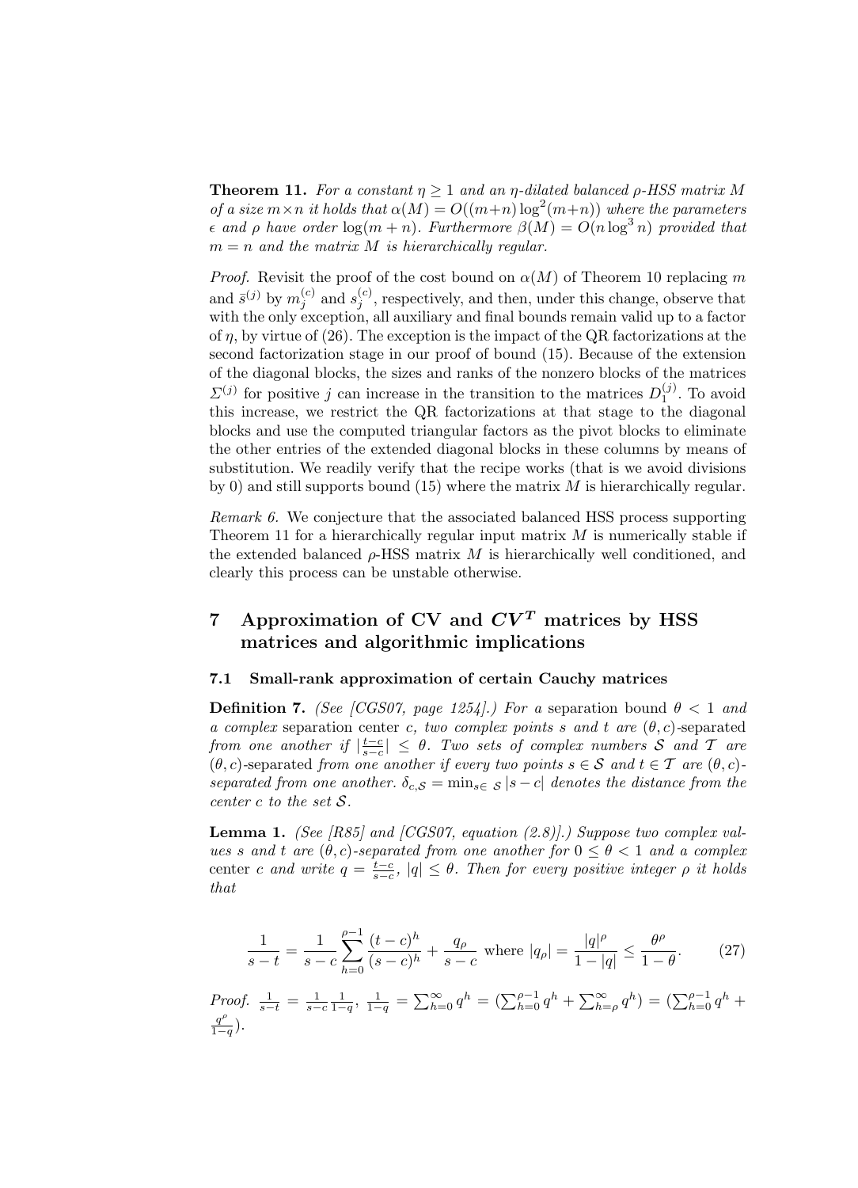**Theorem 11.** *For a constant $\eta \geq 1$ and an $\eta$-dilated balanced $\rho$-HSS matrix $M$ of a size $m \times n$ it holds that $\alpha(M) = O((m+n)\log^2(m+n))$ where the parameters $\epsilon$ and $\rho$ have order $\log(m+n)$. Furthermore $\beta(M) = O(n \log^3 n)$ provided that $m = n$ and the matrix $M$ is hierarchically regular.*

*Proof.* Revisit the proof of the cost bound on $\alpha(M)$ of Theorem 10 replacing $m$ and $\bar{s}^{(j)}$ by $m_j^{(c)}$ and $s_j^{(c)}$, respectively, and then, under this change, observe that with the only exception, all auxiliary and final bounds remain valid up to a factor of $\eta$, by virtue of (26). The exception is the impact of the QR factorizations at the second factorization stage in our proof of bound (15). Because of the extension of the diagonal blocks, the sizes and ranks of the nonzero blocks of the matrices $\Sigma^{(j)}$ for positive $j$ can increase in the transition to the matrices $D_1^{(j)}$. To avoid this increase, we restrict the QR factorizations at that stage to the diagonal blocks and use the computed triangular factors as the pivot blocks to eliminate the other entries of the extended diagonal blocks in these columns by means of substitution. We readily verify that the recipe works (that is we avoid divisions by 0) and still supports bound (15) where the matrix $M$ is hierarchically regular.

*Remark 6.* We conjecture that the associated balanced HSS process supporting Theorem 11 for a hierarchically regular input matrix $M$ is numerically stable if the extended balanced $\rho$-HSS matrix $M$ is hierarchically well conditioned, and clearly this process can be unstable otherwise.

## 7 Approximation of CV and $CV^T$ matrices by HSS matrices and algorithmic implications

### 7.1 Small-rank approximation of certain Cauchy matrices

**Definition 7.** *(See [CGS07, page 1254].) For a* separation bound $\theta < 1$ *and a complex* separation center $c$*, two complex points $s$ and $t$ are* $(\theta, c)$-separated *from one another if $|\frac{t-c}{s-c}| \leq \theta$. Two sets of complex numbers $\mathcal{S}$ and $\mathcal{T}$ are* $(\theta, c)$-separated *from one another if every two points $s \in \mathcal{S}$ and $t \in \mathcal{T}$ are $(\theta, c)$-separated from one another. $\delta_{c,\mathcal{S}} = \min_{s \in \mathcal{S}} |s - c|$ denotes the distance from the center $c$ to the set $\mathcal{S}$.*

**Lemma 1.** *(See [R85] and [CGS07, equation (2.8)].) Suppose two complex values $s$ and $t$ are $(\theta, c)$-separated from one another for $0 \leq \theta < 1$ and a complex* center $c$ *and write $q = \frac{t-c}{s-c}$, $|q| \leq \theta$. Then for every positive integer $\rho$ it holds that*

$$\frac{1}{s-t} = \frac{1}{s-c} \sum_{h=0}^{\rho-1} \frac{(t-c)^h}{(s-c)^h} + \frac{q_\rho}{s-c} \text{ where } |q_\rho| = \frac{|q|^\rho}{1-|q|} \leq \frac{\theta^\rho}{1-\theta}. \tag{27}$$

*Proof.* $\frac{1}{s-t} = \frac{1}{s-c} \frac{1}{1-q}$, $\frac{1}{1-q} = \sum_{h=0}^{\infty} q^h = (\sum_{h=0}^{\rho-1} q^h + \sum_{h=\rho}^{\infty} q^h) = (\sum_{h=0}^{\rho-1} q^h + \frac{q^\rho}{1-q})$.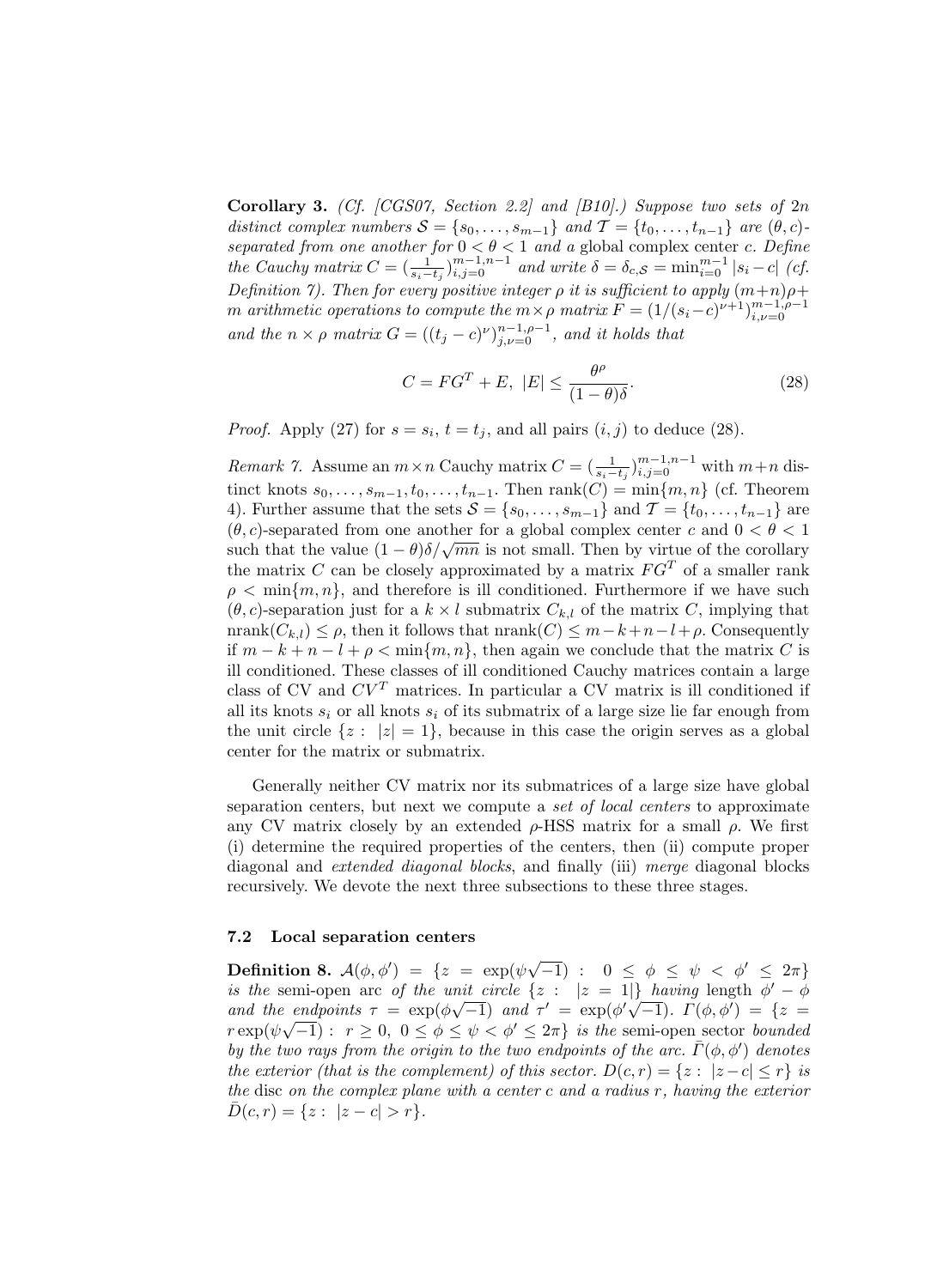**Corollary 3.** *(Cf. [CGS07, Section 2.2] and [B10].) Suppose two sets of* $2n$ *distinct complex numbers* $\mathcal{S} = \{s_0, \ldots, s_{m-1}\}$ *and* $\mathcal{T} = \{t_0, \ldots, t_{n-1}\}$ *are* $(\theta, c)$*-separated from one another for* $0 < \theta < 1$ *and a* global complex center $c$*. Define the Cauchy matrix* $C = (\frac{1}{s_i - t_j})_{i,j=0}^{m-1,n-1}$ *and write* $\delta = \delta_{c,\mathcal{S}} = \min_{i=0}^{m-1} |s_i - c|$ *(cf. Definition 7). Then for every positive integer* $\rho$ *it is sufficient to apply* $(m+n)\rho + m$ *arithmetic operations to compute the* $m \times \rho$ *matrix* $F = (1/(s_i - c)^{\nu+1})_{i,\nu=0}^{m-1,\rho-1}$ *and the* $n \times \rho$ *matrix* $G = ((t_j - c)^{\nu})_{j,\nu=0}^{n-1,\rho-1}$*, and it holds that*

$$C = FG^T + E, \ |E| \leq \frac{\theta^\rho}{(1-\theta)\delta}. \tag{28}$$

*Proof.* Apply (27) for $s = s_i$, $t = t_j$, and all pairs $(i, j)$ to deduce (28).

*Remark 7.* Assume an $m \times n$ Cauchy matrix $C = (\frac{1}{s_i - t_j})_{i,j=0}^{m-1,n-1}$ with $m+n$ distinct knots $s_0, \ldots, s_{m-1}, t_0, \ldots, t_{n-1}$. Then $\text{rank}(C) = \min\{m, n\}$ (cf. Theorem 4). Further assume that the sets $\mathcal{S} = \{s_0, \ldots, s_{m-1}\}$ and $\mathcal{T} = \{t_0, \ldots, t_{n-1}\}$ are $(\theta, c)$-separated from one another for a global complex center $c$ and $0 < \theta < 1$ such that the value $(1-\theta)\delta/\sqrt{mn}$ is not small. Then by virtue of the corollary the matrix $C$ can be closely approximated by a matrix $FG^T$ of a smaller rank $\rho < \min\{m, n\}$, and therefore is ill conditioned. Furthermore if we have such $(\theta, c)$-separation just for a $k \times l$ submatrix $C_{k,l}$ of the matrix $C$, implying that $\text{nrank}(C_{k,l}) \leq \rho$, then it follows that $\text{nrank}(C) \leq m-k+n-l+\rho$. Consequently if $m - k + n - l + \rho < \min\{m, n\}$, then again we conclude that the matrix $C$ is ill conditioned. These classes of ill conditioned Cauchy matrices contain a large class of CV and $CV^T$ matrices. In particular a CV matrix is ill conditioned if all its knots $s_i$ or all knots $s_i$ of its submatrix of a large size lie far enough from the unit circle $\{z : \ |z| = 1\}$, because in this case the origin serves as a global center for the matrix or submatrix.

Generally neither CV matrix nor its submatrices of a large size have global separation centers, but next we compute a *set of local centers* to approximate any CV matrix closely by an extended $\rho$-HSS matrix for a small $\rho$. We first (i) determine the required properties of the centers, then (ii) compute proper diagonal and *extended diagonal blocks*, and finally (iii) *merge* diagonal blocks recursively. We devote the next three subsections to these three stages.

### 7.2 Local separation centers

**Definition 8.** $\mathcal{A}(\phi, \phi') = \{z = \exp(\psi\sqrt{-1}) : \ 0 \leq \phi \leq \psi < \phi' \leq 2\pi\}$ *is the* semi-open arc *of the unit circle* $\{z : \ |z = 1|\}$ *having* length $\phi' - \phi$ *and the endpoints* $\tau = \exp(\phi\sqrt{-1})$ *and* $\tau' = \exp(\phi'\sqrt{-1})$*.* $\Gamma(\phi, \phi') = \{z = r\exp(\psi\sqrt{-1}) : \ r \geq 0, \ 0 \leq \phi \leq \psi < \phi' \leq 2\pi\}$ *is the* semi-open sector *bounded by the two rays from the origin to the two endpoints of the arc.* $\bar{\Gamma}(\phi, \phi')$ *denotes the exterior (that is the complement) of this sector.* $D(c, r) = \{z : \ |z - c| \leq r\}$ *is the* disc *on the complex plane with a center* $c$ *and a radius* $r$*, having the exterior* $\bar{D}(c, r) = \{z : \ |z - c| > r\}$*.*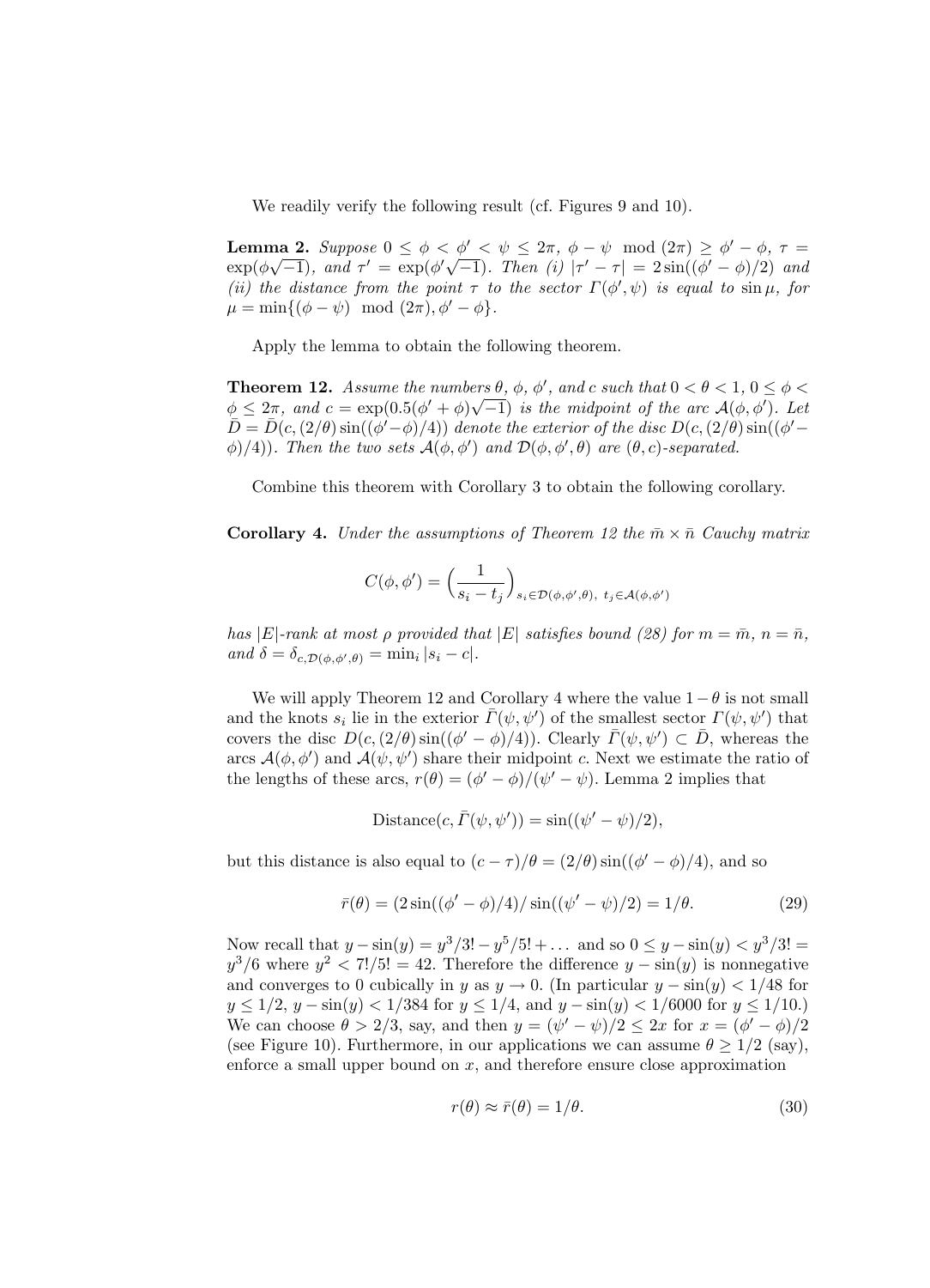We readily verify the following result (cf. Figures 9 and 10).

**Lemma 2.** *Suppose $0 \le \phi < \phi' < \psi \le 2\pi$, $\phi - \psi \mod (2\pi) \ge \phi' - \phi$, $\tau = \exp(\phi\sqrt{-1})$, and $\tau' = \exp(\phi'\sqrt{-1})$. Then (i) $|\tau' - \tau| = 2\sin((\phi' - \phi)/2)$ and (ii) the distance from the point $\tau$ to the sector $\Gamma(\phi', \psi)$ is equal to $\sin \mu$, for $\mu = \min\{(\phi - \psi) \mod (2\pi), \phi' - \phi\}$.*

Apply the lemma to obtain the following theorem.

**Theorem 12.** *Assume the numbers $\theta$, $\phi$, $\phi'$, and $c$ such that $0 < \theta < 1$, $0 \le \phi < \phi \le 2\pi$, and $c = \exp(0.5(\phi' + \phi)\sqrt{-1})$ is the midpoint of the arc $\mathcal{A}(\phi, \phi')$. Let $\bar{D} = \bar{D}(c, (2/\theta)\sin((\phi'-\phi)/4))$ denote the exterior of the disc $D(c, (2/\theta)\sin((\phi' - \phi)/4))$. Then the two sets $\mathcal{A}(\phi, \phi')$ and $\mathcal{D}(\phi, \phi', \theta)$ are $(\theta, c)$-separated.*

Combine this theorem with Corollary 3 to obtain the following corollary.

**Corollary 4.** *Under the assumptions of Theorem 12 the $\bar{m} \times \bar{n}$ Cauchy matrix*

$$C(\phi, \phi') = \Big(\frac{1}{s_i - t_j}\Big)_{s_i \in \mathcal{D}(\phi, \phi', \theta),\ t_j \in \mathcal{A}(\phi, \phi')}$$

*has $|E|$-rank at most $\rho$ provided that $|E|$ satisfies bound (28) for $m = \bar{m}$, $n = \bar{n}$, and $\delta = \delta_{c, \mathcal{D}(\phi, \phi', \theta)} = \min_i |s_i - c|$.*

We will apply Theorem 12 and Corollary 4 where the value $1 - \theta$ is not small and the knots $s_i$ lie in the exterior $\bar{\Gamma}(\psi, \psi')$ of the smallest sector $\Gamma(\psi, \psi')$ that covers the disc $D(c, (2/\theta)\sin((\phi' - \phi)/4))$. Clearly $\bar{\Gamma}(\psi, \psi') \subset \bar{D}$, whereas the arcs $\mathcal{A}(\phi, \phi')$ and $\mathcal{A}(\psi, \psi')$ share their midpoint $c$. Next we estimate the ratio of the lengths of these arcs, $r(\theta) = (\phi' - \phi)/(\psi' - \psi)$. Lemma 2 implies that

$$\text{Distance}(c, \bar{\Gamma}(\psi, \psi')) = \sin((\psi' - \psi)/2),$$

but this distance is also equal to $(c - \tau)/\theta = (2/\theta)\sin((\phi' - \phi)/4)$, and so

$$\bar{r}(\theta) = (2\sin((\phi' - \phi)/4)/\sin((\psi' - \psi)/2) = 1/\theta. \tag{29}$$

Now recall that $y - \sin(y) = y^3/3! - y^5/5! + \ldots$ and so $0 \le y - \sin(y) < y^3/3! = y^3/6$ where $y^2 < 7!/5! = 42$. Therefore the difference $y - \sin(y)$ is nonnegative and converges to 0 cubically in $y$ as $y \to 0$. (In particular $y - \sin(y) < 1/48$ for $y \le 1/2$, $y - \sin(y) < 1/384$ for $y \le 1/4$, and $y - \sin(y) < 1/6000$ for $y \le 1/10$.) We can choose $\theta > 2/3$, say, and then $y = (\psi' - \psi)/2 \le 2x$ for $x = (\phi' - \phi)/2$ (see Figure 10). Furthermore, in our applications we can assume $\theta \ge 1/2$ (say), enforce a small upper bound on $x$, and therefore ensure close approximation

$$r(\theta) \approx \bar{r}(\theta) = 1/\theta. \tag{30}$$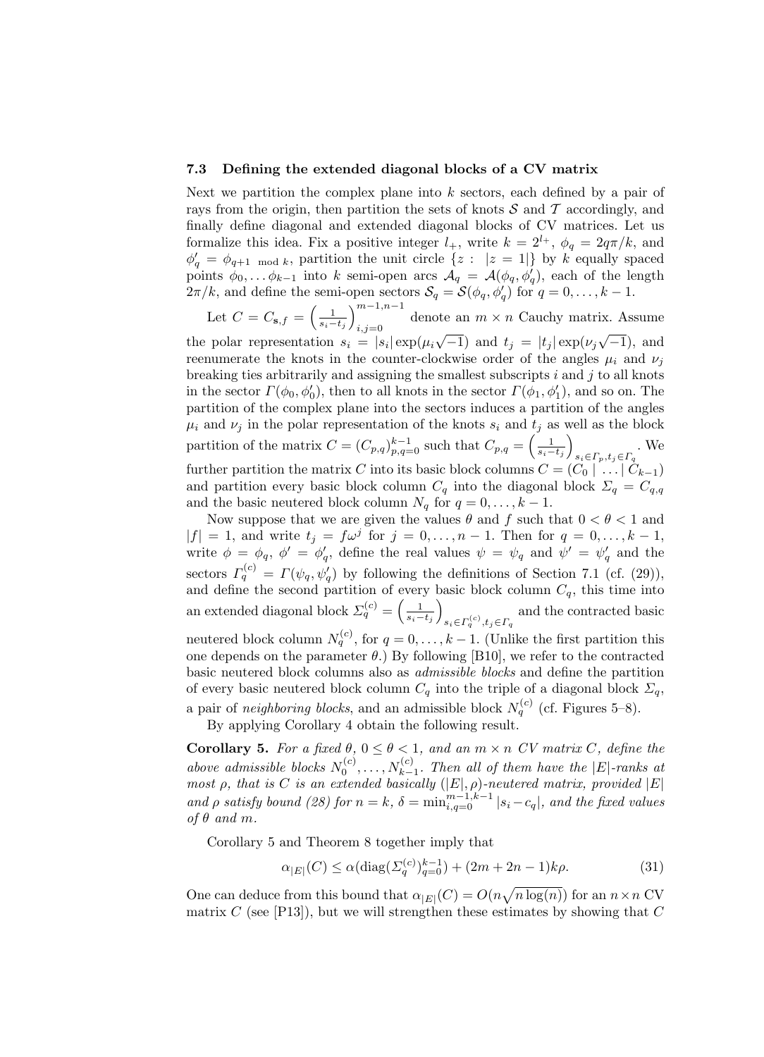### 7.3 Defining the extended diagonal blocks of a CV matrix

Next we partition the complex plane into $k$ sectors, each defined by a pair of rays from the origin, then partition the sets of knots $\mathcal{S}$ and $\mathcal{T}$ accordingly, and finally define diagonal and extended diagonal blocks of CV matrices. Let us formalize this idea. Fix a positive integer $l_+$, write $k = 2^{l_+}$, $\phi_q = 2q\pi/k$, and $\phi'_q = \phi_{q+1 \bmod k}$, partition the unit circle $\{z : \ |z = 1|\}$ by $k$ equally spaced points $\phi_0, \dots \phi_{k-1}$ into $k$ semi-open arcs $\mathcal{A}_q = \mathcal{A}(\phi_q, \phi'_q)$, each of the length $2\pi/k$, and define the semi-open sectors $\mathcal{S}_q = \mathcal{S}(\phi_q, \phi'_q)$ for $q = 0, \dots, k-1$.

Let $C = C_{\mathbf{s},f} = \left(\frac{1}{s_i - t_j}\right)_{i,j=0}^{m-1,n-1}$ denote an $m \times n$ Cauchy matrix. Assume the polar representation $s_i = |s_i| \exp(\mu_i \sqrt{-1})$ and $t_j = |t_j| \exp(\nu_j \sqrt{-1})$, and reenumerate the knots in the counter-clockwise order of the angles $\mu_i$ and $\nu_j$ breaking ties arbitrarily and assigning the smallest subscripts $i$ and $j$ to all knots in the sector $\Gamma(\phi_0, \phi'_0)$, then to all knots in the sector $\Gamma(\phi_1, \phi'_1)$, and so on. The partition of the complex plane into the sectors induces a partition of the angles $\mu_i$ and $\nu_j$ in the polar representation of the knots $s_i$ and $t_j$ as well as the block partition of the matrix $C = (C_{p,q})_{p,q=0}^{k-1}$ such that $C_{p,q} = \left(\frac{1}{s_i - t_j}\right)_{s_i \in \Gamma_p, t_j \in \Gamma_q}$. We further partition the matrix $C$ into its basic block columns $C = (C_0 \mid \dots \mid C_{k-1})$ and partition every basic block column $C_q$ into the diagonal block $\Sigma_q = C_{q,q}$ and the basic neutered block column $N_q$ for $q = 0, \dots, k-1$.

Now suppose that we are given the values $\theta$ and $f$ such that $0 < \theta < 1$ and $|f| = 1$, and write $t_j = f\omega^j$ for $j = 0, \dots, n-1$. Then for $q = 0, \dots, k-1$, write $\phi = \phi_q$, $\phi' = \phi'_q$, define the real values $\psi = \psi_q$ and $\psi' = \psi'_q$ and the sectors $\Gamma_q^{(c)} = \Gamma(\psi_q, \psi'_q)$ by following the definitions of Section 7.1 (cf. (29)), and define the second partition of every basic block column $C_q$, this time into an extended diagonal block $\Sigma_q^{(c)} = \left(\frac{1}{s_i - t_j}\right)_{s_i \in \Gamma_q^{(c)}, t_j \in \Gamma_q}$ and the contracted basic neutered block column $N_q^{(c)}$, for $q = 0, \dots, k-1$. (Unlike the first partition this one depends on the parameter $\theta$.) By following [B10], we refer to the contracted basic neutered block columns also as *admissible blocks* and define the partition of every basic neutered block column $C_q$ into the triple of a diagonal block $\Sigma_q$, a pair of *neighboring blocks*, and an admissible block $N_q^{(c)}$ (cf. Figures 5–8).

By applying Corollary 4 obtain the following result.

**Corollary 5.** *For a fixed $\theta$, $0 \le \theta < 1$, and an $m \times n$ CV matrix $C$, define the above admissible blocks $N_0^{(c)}, \dots, N_{k-1}^{(c)}$. Then all of them have the $|E|$-ranks at most $\rho$, that is $C$ is an extended basically $(|E|, \rho)$-neutered matrix, provided $|E|$ and $\rho$ satisfy bound (28) for $n = k$, $\delta = \min_{i,q=0}^{m-1,k-1} |s_i - c_q|$, and the fixed values of $\theta$ and $m$.*

Corollary 5 and Theorem 8 together imply that

$$\alpha_{|E|}(C) \le \alpha(\mathrm{diag}(\Sigma_q^{(c)})_{q=0}^{k-1}) + (2m + 2n - 1)k\rho. \tag{31}$$

One can deduce from this bound that $\alpha_{|E|}(C) = O(n\sqrt{n \log(n)})$ for an $n \times n$ CV matrix $C$ (see [P13]), but we will strengthen these estimates by showing that $C$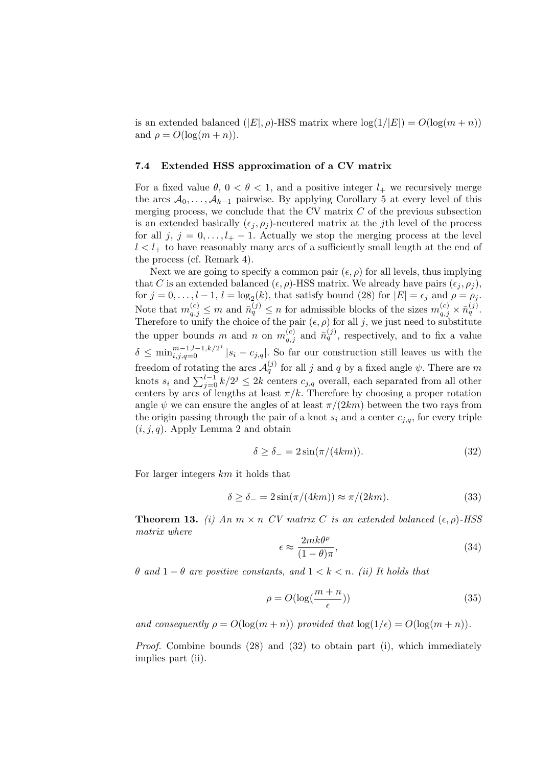is an extended balanced $(|E|, \rho)$-HSS matrix where $\log(1/|E|) = O(\log(m+n))$ and $\rho = O(\log(m+n))$.

### 7.4 Extended HSS approximation of a CV matrix

For a fixed value $\theta$, $0 < \theta < 1$, and a positive integer $l_+$ we recursively merge the arcs $\mathcal{A}_0, \ldots, \mathcal{A}_{k-1}$ pairwise. By applying Corollary 5 at every level of this merging process, we conclude that the CV matrix $C$ of the previous subsection is an extended basically $(\epsilon_j, \rho_j)$-neutered matrix at the $j$th level of the process for all $j$, $j = 0, \ldots, l_+ - 1$. Actually we stop the merging process at the level $l < l_+$ to have reasonably many arcs of a sufficiently small length at the end of the process (cf. Remark 4).

Next we are going to specify a common pair $(\epsilon, \rho)$ for all levels, thus implying that $C$ is an extended balanced $(\epsilon, \rho)$-HSS matrix. We already have pairs $(\epsilon_j, \rho_j)$, for $j = 0, \ldots, l-1$, $l = \log_2(k)$, that satisfy bound (28) for $|E| = \epsilon_j$ and $\rho = \rho_j$. Note that $m_{q,j}^{(c)} \le m$ and $\bar{n}_q^{(j)} \le n$ for admissible blocks of the sizes $m_{q,j}^{(c)} \times \bar{n}_q^{(j)}$. Therefore to unify the choice of the pair $(\epsilon, \rho)$ for all $j$, we just need to substitute the upper bounds $m$ and $n$ on $m_{q,j}^{(c)}$ and $\bar{n}_q^{(j)}$, respectively, and to fix a value $\delta \le \min_{i,j,q=0}^{m-1,l-1,k/2^j} |s_i - c_{j,q}|$. So far our construction still leaves us with the freedom of rotating the arcs $\mathcal{A}_q^{(j)}$ for all $j$ and $q$ by a fixed angle $\psi$. There are $m$ knots $s_i$ and $\sum_{j=0}^{l-1} k/2^j \le 2k$ centers $c_{j,q}$ overall, each separated from all other centers by arcs of lengths at least $\pi/k$. Therefore by choosing a proper rotation angle $\psi$ we can ensure the angles of at least $\pi/(2km)$ between the two rays from the origin passing through the pair of a knot $s_i$ and a center $c_{j,q}$, for every triple $(i, j, q)$. Apply Lemma 2 and obtain

$$\delta \ge \delta_- = 2\sin(\pi/(4km)). \tag{32}$$

For larger integers $km$ it holds that

$$\delta \ge \delta_- = 2\sin(\pi/(4km)) \approx \pi/(2km). \tag{33}$$

**Theorem 13.** *(i) An $m \times n$ CV matrix $C$ is an extended balanced $(\epsilon, \rho)$-HSS matrix where*

$$\epsilon \approx \frac{2mk\theta^\rho}{(1-\theta)\pi}, \tag{34}$$

*$\theta$ and $1-\theta$ are positive constants, and $1 < k < n$. (ii) It holds that*

$$\rho = O(\log(\frac{m+n}{\epsilon})) \tag{35}$$

*and consequently $\rho = O(\log(m+n))$ provided that $\log(1/\epsilon) = O(\log(m+n))$.*

*Proof.* Combine bounds (28) and (32) to obtain part (i), which immediately implies part (ii).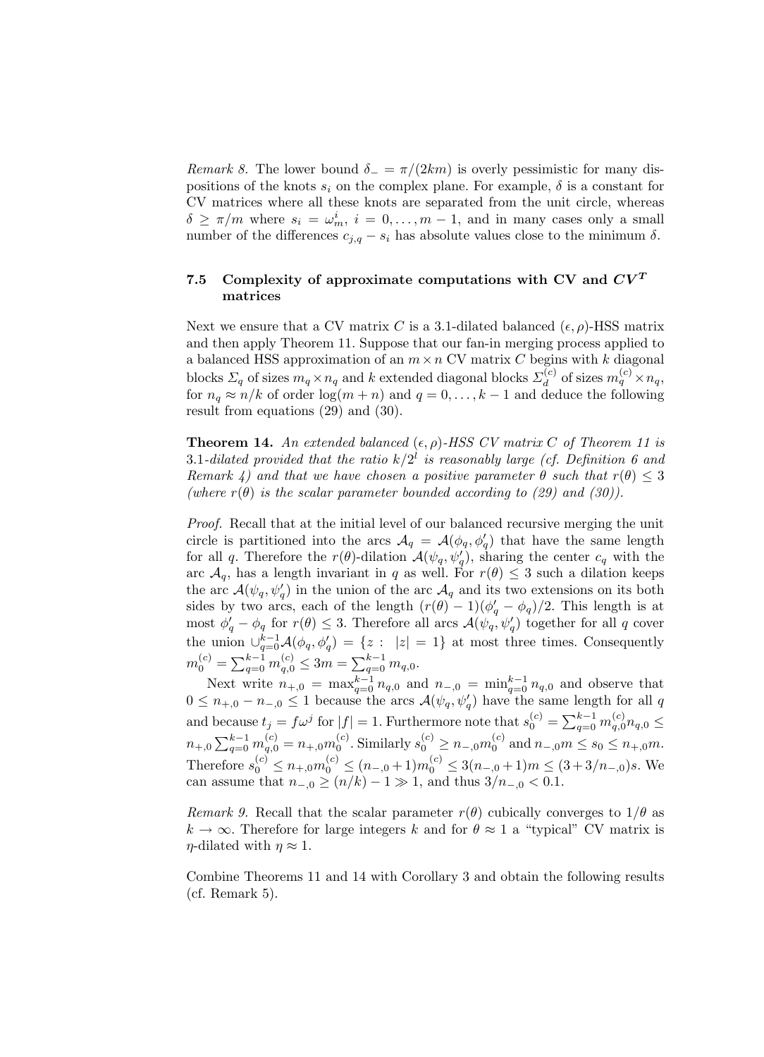*Remark 8.* The lower bound $\delta_- = \pi/(2km)$ is overly pessimistic for many dispositions of the knots $s_i$ on the complex plane. For example, $\delta$ is a constant for CV matrices where all these knots are separated from the unit circle, whereas $\delta \geq \pi/m$ where $s_i = \omega_m^i$, $i = 0, \ldots, m-1$, and in many cases only a small number of the differences $c_{j,q} - s_i$ has absolute values close to the minimum $\delta$.

### 7.5 Complexity of approximate computations with CV and $CV^T$ matrices

Next we ensure that a CV matrix $C$ is a 3.1-dilated balanced $(\epsilon, \rho)$-HSS matrix and then apply Theorem 11. Suppose that our fan-in merging process applied to a balanced HSS approximation of an $m \times n$ CV matrix $C$ begins with $k$ diagonal blocks $\Sigma_q$ of sizes $m_q \times n_q$ and $k$ extended diagonal blocks $\Sigma_d^{(c)}$ of sizes $m_q^{(c)} \times n_q$, for $n_q \approx n/k$ of order $\log(m+n)$ and $q = 0, \ldots, k-1$ and deduce the following result from equations (29) and (30).

**Theorem 14.** *An extended balanced $(\epsilon, \rho)$-HSS CV matrix $C$ of Theorem 11 is 3.1-dilated provided that the ratio $k/2^l$ is reasonably large (cf. Definition 6 and Remark 4) and that we have chosen a positive parameter $\theta$ such that $r(\theta) \leq 3$ (where $r(\theta)$ is the scalar parameter bounded according to (29) and (30)).*

*Proof.* Recall that at the initial level of our balanced recursive merging the unit circle is partitioned into the arcs $\mathcal{A}_q = \mathcal{A}(\phi_q, \phi'_q)$ that have the same length for all $q$. Therefore the $r(\theta)$-dilation $\mathcal{A}(\psi_q, \psi'_q)$, sharing the center $c_q$ with the arc $\mathcal{A}_q$, has a length invariant in $q$ as well. For $r(\theta) \leq 3$ such a dilation keeps the arc $\mathcal{A}(\psi_q, \psi'_q)$ in the union of the arc $\mathcal{A}_q$ and its two extensions on its both sides by two arcs, each of the length $(r(\theta) - 1)(\phi'_q - \phi_q)/2$. This length is at most $\phi'_q - \phi_q$ for $r(\theta) \leq 3$. Therefore all arcs $\mathcal{A}(\psi_q, \psi'_q)$ together for all $q$ cover the union $\cup_{q=0}^{k-1} \mathcal{A}(\phi_q, \phi'_q) = \{z : |z| = 1\}$ at most three times. Consequently $m_0^{(c)} = \sum_{q=0}^{k-1} m_{q,0}^{(c)} \leq 3m = \sum_{q=0}^{k-1} m_{q,0}$.

Next write $n_{+,0} = \max_{q=0}^{k-1} n_{q,0}$ and $n_{-,0} = \min_{q=0}^{k-1} n_{q,0}$ and observe that $0 \leq n_{+,0} - n_{-,0} \leq 1$ because the arcs $\mathcal{A}(\psi_q, \psi'_q)$ have the same length for all $q$ and because $t_j = f\omega^j$ for $|f| = 1$. Furthermore note that $s_0^{(c)} = \sum_{q=0}^{k-1} m_{q,0}^{(c)} n_{q,0} \leq n_{+,0} \sum_{q=0}^{k-1} m_{q,0}^{(c)} = n_{+,0} m_0^{(c)}$. Similarly $s_0^{(c)} \geq n_{-,0} m_0^{(c)}$ and $n_{-,0} m \leq s_0 \leq n_{+,0} m$. Therefore $s_0^{(c)} \leq n_{+,0} m_0^{(c)} \leq (n_{-,0} + 1) m_0^{(c)} \leq 3(n_{-,0} + 1) m \leq (3 + 3/n_{-,0}) s$. We can assume that $n_{-,0} \geq (n/k) - 1 \gg 1$, and thus $3/n_{-,0} < 0.1$.

*Remark 9.* Recall that the scalar parameter $r(\theta)$ cubically converges to $1/\theta$ as $k \to \infty$. Therefore for large integers $k$ and for $\theta \approx 1$ a "typical" CV matrix is $\eta$-dilated with $\eta \approx 1$.

Combine Theorems 11 and 14 with Corollary 3 and obtain the following results (cf. Remark 5).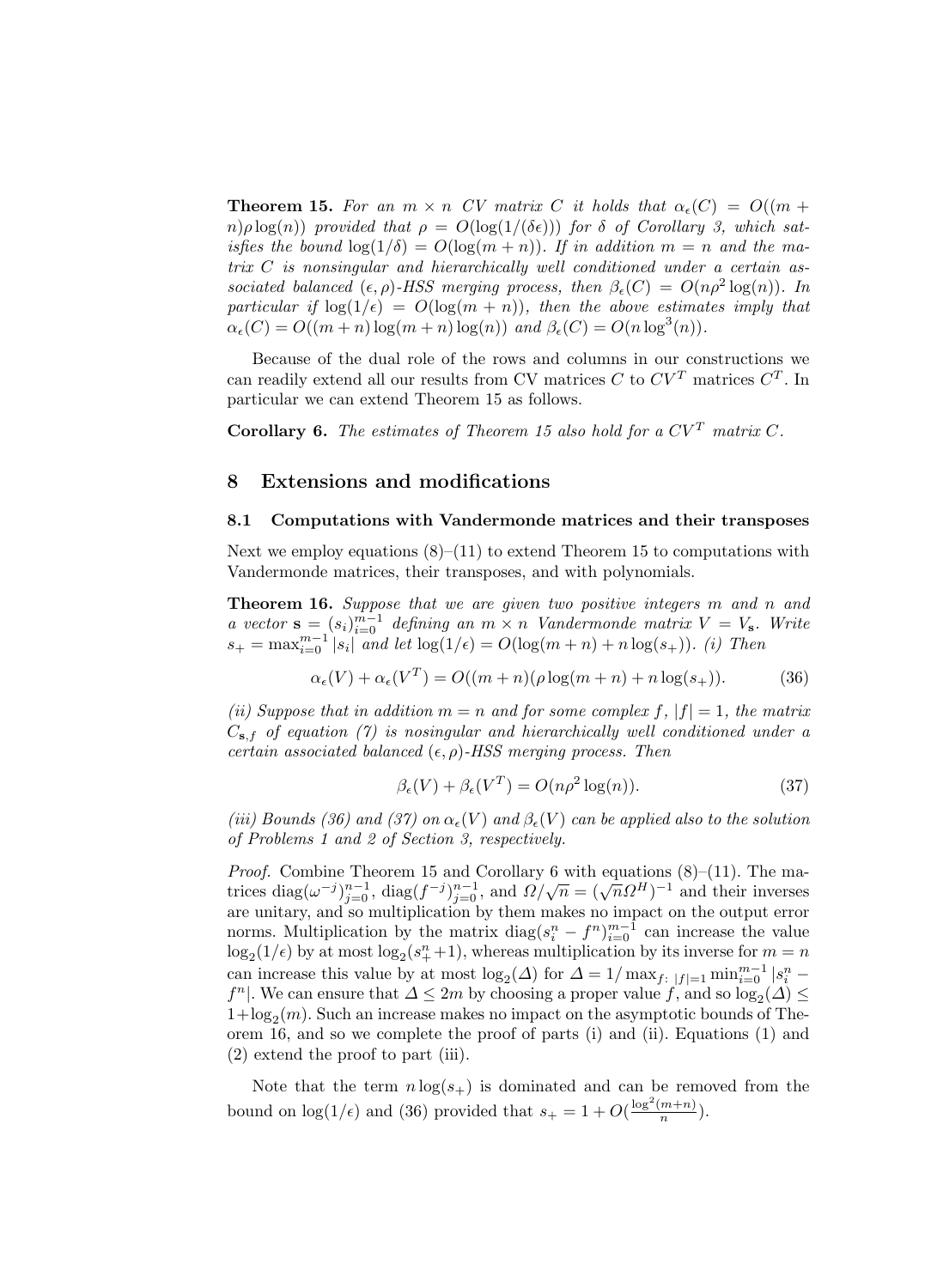**Theorem 15.** *For an $m \times n$ CV matrix $C$ it holds that $\alpha_\epsilon(C) = O((m + n)\rho \log(n))$ provided that $\rho = O(\log(1/(\delta\epsilon)))$ for $\delta$ of Corollary 3, which satisfies the bound $\log(1/\delta) = O(\log(m+n))$. If in addition $m = n$ and the matrix $C$ is nonsingular and hierarchically well conditioned under a certain associated balanced $(\epsilon, \rho)$-HSS merging process, then $\beta_\epsilon(C) = O(n\rho^2 \log(n))$. In particular if $\log(1/\epsilon) = O(\log(m+n))$, then the above estimates imply that $\alpha_\epsilon(C) = O((m+n)\log(m+n)\log(n))$ and $\beta_\epsilon(C) = O(n \log^3(n))$.*

Because of the dual role of the rows and columns in our constructions we can readily extend all our results from CV matrices $C$ to $CV^T$ matrices $C^T$. In particular we can extend Theorem 15 as follows.

**Corollary 6.** *The estimates of Theorem 15 also hold for a $CV^T$ matrix $C$.*

## 8 Extensions and modifications

### 8.1 Computations with Vandermonde matrices and their transposes

Next we employ equations (8)–(11) to extend Theorem 15 to computations with Vandermonde matrices, their transposes, and with polynomials.

**Theorem 16.** *Suppose that we are given two positive integers $m$ and $n$ and a vector $\mathbf{s} = (s_i)_{i=0}^{m-1}$ defining an $m \times n$ Vandermonde matrix $V = V_\mathbf{s}$. Write $s_+ = \max_{i=0}^{m-1} |s_i|$ and let $\log(1/\epsilon) = O(\log(m+n) + n\log(s_+))$. (i) Then*

$$\alpha_\epsilon(V) + \alpha_\epsilon(V^T) = O((m+n)(\rho\log(m+n) + n\log(s_+)). \tag{36}$$

*(ii) Suppose that in addition $m = n$ and for some complex $f$, $|f| = 1$, the matrix $C_{\mathbf{s},f}$ of equation (7) is nosingular and hierarchically well conditioned under a certain associated balanced $(\epsilon, \rho)$-HSS merging process. Then*

$$\beta_\epsilon(V) + \beta_\epsilon(V^T) = O(n\rho^2 \log(n)). \tag{37}$$

*(iii) Bounds (36) and (37) on $\alpha_\epsilon(V)$ and $\beta_\epsilon(V)$ can be applied also to the solution of Problems 1 and 2 of Section 3, respectively.*

*Proof.* Combine Theorem 15 and Corollary 6 with equations (8)–(11). The matrices $\mathrm{diag}(\omega^{-j})_{j=0}^{n-1}$, $\mathrm{diag}(f^{-j})_{j=0}^{n-1}$, and $\Omega/\sqrt{n} = (\sqrt{n}\Omega^H)^{-1}$ and their inverses are unitary, and so multiplication by them makes no impact on the output error norms. Multiplication by the matrix $\mathrm{diag}(s_i^n - f^n)_{i=0}^{m-1}$ can increase the value $\log_2(1/\epsilon)$ by at most $\log_2(s_+^n + 1)$, whereas multiplication by its inverse for $m = n$ can increase this value by at most $\log_2(\Delta)$ for $\Delta = 1/\max_{f:\ |f|=1} \min_{i=0}^{m-1} |s_i^n - f^n|$. We can ensure that $\Delta \le 2m$ by choosing a proper value $f$, and so $\log_2(\Delta) \le 1 + \log_2(m)$. Such an increase makes no impact on the asymptotic bounds of Theorem 16, and so we complete the proof of parts (i) and (ii). Equations (1) and (2) extend the proof to part (iii).

Note that the term $n\log(s_+)$ is dominated and can be removed from the bound on $\log(1/\epsilon)$ and (36) provided that $s_+ = 1 + O(\frac{\log^2(m+n)}{n})$.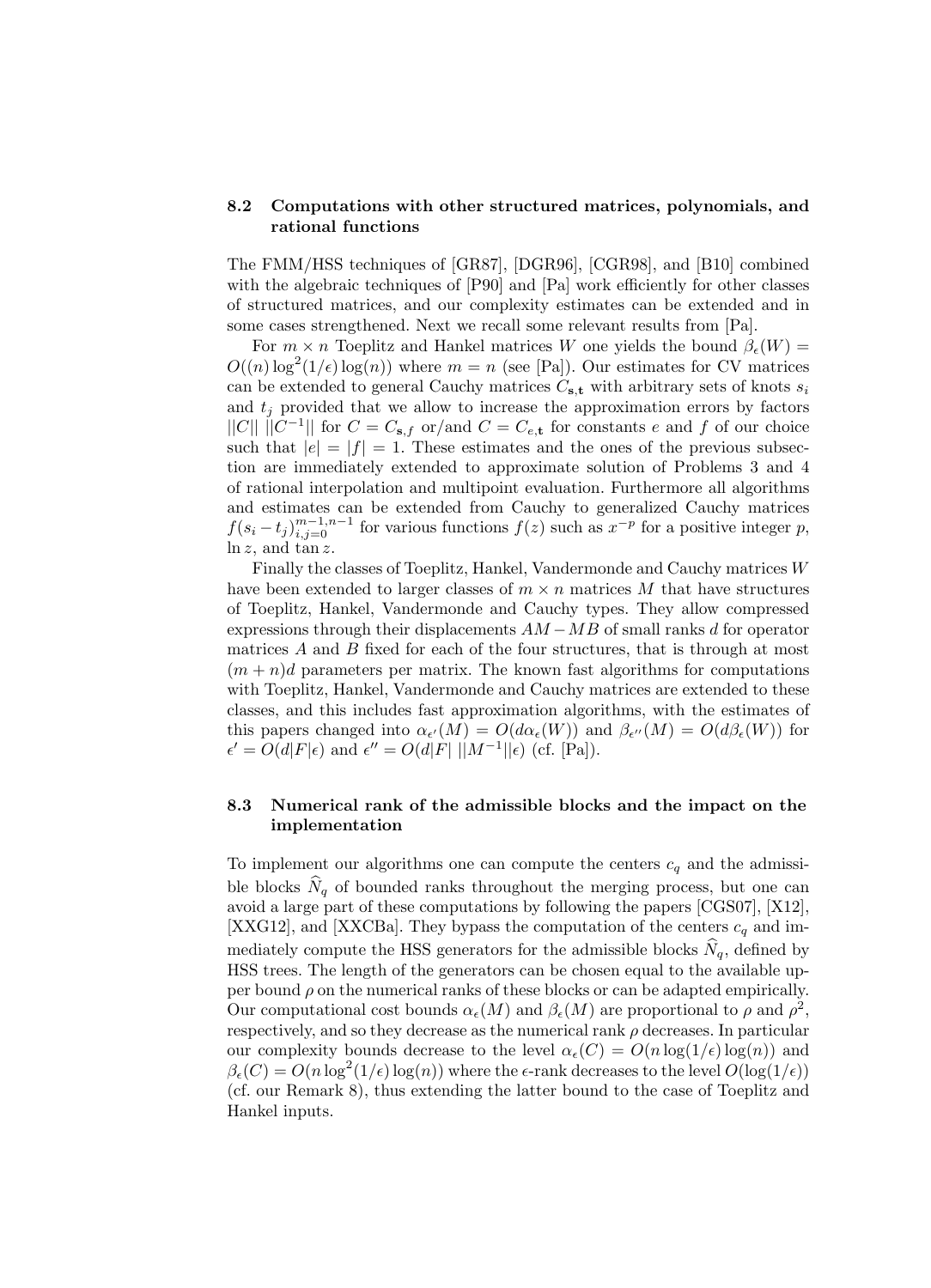### 8.2 Computations with other structured matrices, polynomials, and rational functions

The FMM/HSS techniques of [GR87], [DGR96], [CGR98], and [B10] combined with the algebraic techniques of [P90] and [Pa] work efficiently for other classes of structured matrices, and our complexity estimates can be extended and in some cases strengthened. Next we recall some relevant results from [Pa].

For $m \times n$ Toeplitz and Hankel matrices $W$ one yields the bound $\beta_\epsilon(W) = O((n)\log^2(1/\epsilon)\log(n))$ where $m = n$ (see [Pa]). Our estimates for CV matrices can be extended to general Cauchy matrices $C_{\mathbf{s},\mathbf{t}}$ with arbitrary sets of knots $s_i$ and $t_j$ provided that we allow to increase the approximation errors by factors $||C||\ ||C^{-1}||$ for $C = C_{\mathbf{s},f}$ or/and $C = C_{e,\mathbf{t}}$ for constants $e$ and $f$ of our choice such that $|e| = |f| = 1$. These estimates and the ones of the previous subsection are immediately extended to approximate solution of Problems 3 and 4 of rational interpolation and multipoint evaluation. Furthermore all algorithms and estimates can be extended from Cauchy to generalized Cauchy matrices $f(s_i - t_j)_{i,j=0}^{m-1,n-1}$ for various functions $f(z)$ such as $x^{-p}$ for a positive integer $p$, $\ln z$, and $\tan z$.

Finally the classes of Toeplitz, Hankel, Vandermonde and Cauchy matrices $W$ have been extended to larger classes of $m \times n$ matrices $M$ that have structures of Toeplitz, Hankel, Vandermonde and Cauchy types. They allow compressed expressions through their displacements $AM - MB$ of small ranks $d$ for operator matrices $A$ and $B$ fixed for each of the four structures, that is through at most $(m+n)d$ parameters per matrix. The known fast algorithms for computations with Toeplitz, Hankel, Vandermonde and Cauchy matrices are extended to these classes, and this includes fast approximation algorithms, with the estimates of this papers changed into $\alpha_{\epsilon'}(M) = O(d\alpha_\epsilon(W))$ and $\beta_{\epsilon''}(M) = O(d\beta_\epsilon(W))$ for $\epsilon' = O(d|F|\epsilon)$ and $\epsilon'' = O(d|F|\ ||M^{-1}||\epsilon)$ (cf. [Pa]).

### 8.3 Numerical rank of the admissible blocks and the impact on the implementation

To implement our algorithms one can compute the centers $c_q$ and the admissible blocks $\widehat{N}_q$ of bounded ranks throughout the merging process, but one can avoid a large part of these computations by following the papers [CGS07], [X12], [XXG12], and [XXCBa]. They bypass the computation of the centers $c_q$ and immediately compute the HSS generators for the admissible blocks $\widehat{N}_q$, defined by HSS trees. The length of the generators can be chosen equal to the available upper bound $\rho$ on the numerical ranks of these blocks or can be adapted empirically. Our computational cost bounds $\alpha_\epsilon(M)$ and $\beta_\epsilon(M)$ are proportional to $\rho$ and $\rho^2$, respectively, and so they decrease as the numerical rank $\rho$ decreases. In particular our complexity bounds decrease to the level $\alpha_\epsilon(C) = O(n\log(1/\epsilon)\log(n))$ and $\beta_\epsilon(C) = O(n\log^2(1/\epsilon)\log(n))$ where the $\epsilon$-rank decreases to the level $O(\log(1/\epsilon))$ (cf. our Remark 8), thus extending the latter bound to the case of Toeplitz and Hankel inputs.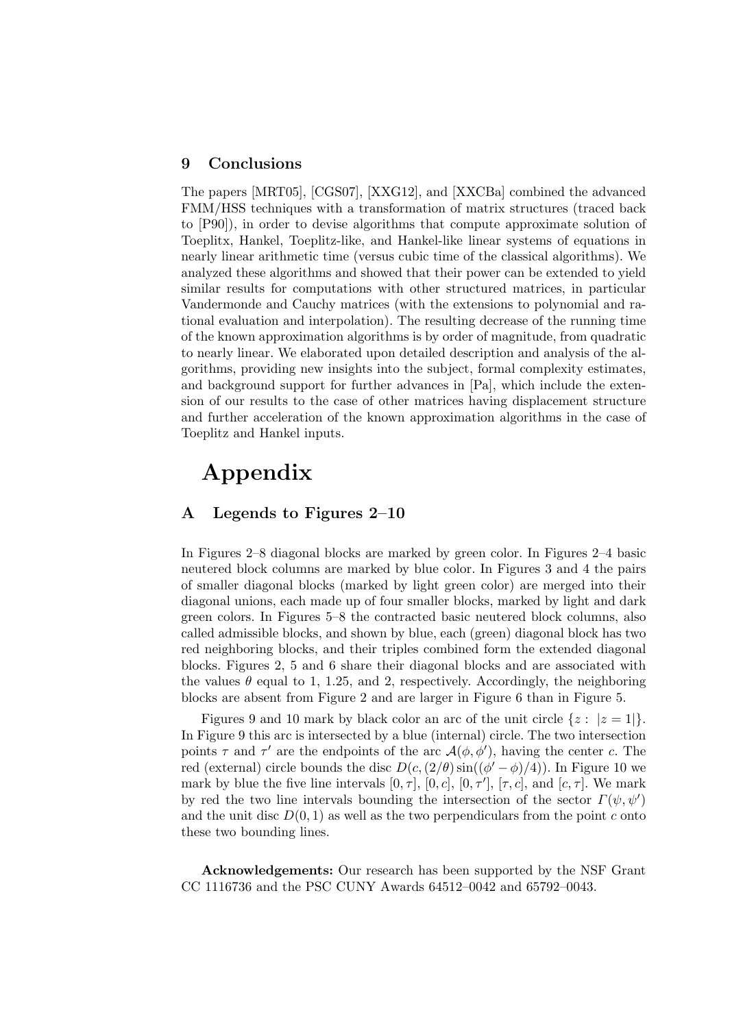## 9 Conclusions

The papers [MRT05], [CGS07], [XXG12], and [XXCBa] combined the advanced FMM/HSS techniques with a transformation of matrix structures (traced back to [P90]), in order to devise algorithms that compute approximate solution of Toeplitz, Hankel, Toeplitz-like, and Hankel-like linear systems of equations in nearly linear arithmetic time (versus cubic time of the classical algorithms). We analyzed these algorithms and showed that their power can be extended to yield similar results for computations with other structured matrices, in particular Vandermonde and Cauchy matrices (with the extensions to polynomial and rational evaluation and interpolation). The resulting decrease of the running time of the known approximation algorithms is by order of magnitude, from quadratic to nearly linear. We elaborated upon detailed description and analysis of the algorithms, providing new insights into the subject, formal complexity estimates, and background support for further advances in [Pa], which include the extension of our results to the case of other matrices having displacement structure and further acceleration of the known approximation algorithms in the case of Toeplitz and Hankel inputs.

# Appendix

## A Legends to Figures 2–10

In Figures 2–8 diagonal blocks are marked by green color. In Figures 2–4 basic neutered block columns are marked by blue color. In Figures 3 and 4 the pairs of smaller diagonal blocks (marked by light green color) are merged into their diagonal unions, each made up of four smaller blocks, marked by light and dark green colors. In Figures 5–8 the contracted basic neutered block columns, also called admissible blocks, and shown by blue, each (green) diagonal block has two red neighboring blocks, and their triples combined form the extended diagonal blocks. Figures 2, 5 and 6 share their diagonal blocks and are associated with the values $\theta$ equal to 1, 1.25, and 2, respectively. Accordingly, the neighboring blocks are absent from Figure 2 and are larger in Figure 6 than in Figure 5.

Figures 9 and 10 mark by black color an arc of the unit circle $\{z: \ |z = 1|\}$. In Figure 9 this arc is intersected by a blue (internal) circle. The two intersection points $\tau$ and $\tau'$ are the endpoints of the arc $\mathcal{A}(\phi, \phi')$, having the center $c$. The red (external) circle bounds the disc $D(c, (2/\theta)\sin((\phi' - \phi)/4))$. In Figure 10 we mark by blue the five line intervals $[0, \tau]$, $[0, c]$, $[0, \tau']$, $[\tau, c]$, and $[c, \tau]$. We mark by red the two line intervals bounding the intersection of the sector $\Gamma(\psi, \psi')$ and the unit disc $D(0, 1)$ as well as the two perpendiculars from the point $c$ onto these two bounding lines.

**Acknowledgements:** Our research has been supported by the NSF Grant CC 1116736 and the PSC CUNY Awards 64512–0042 and 65792–0043.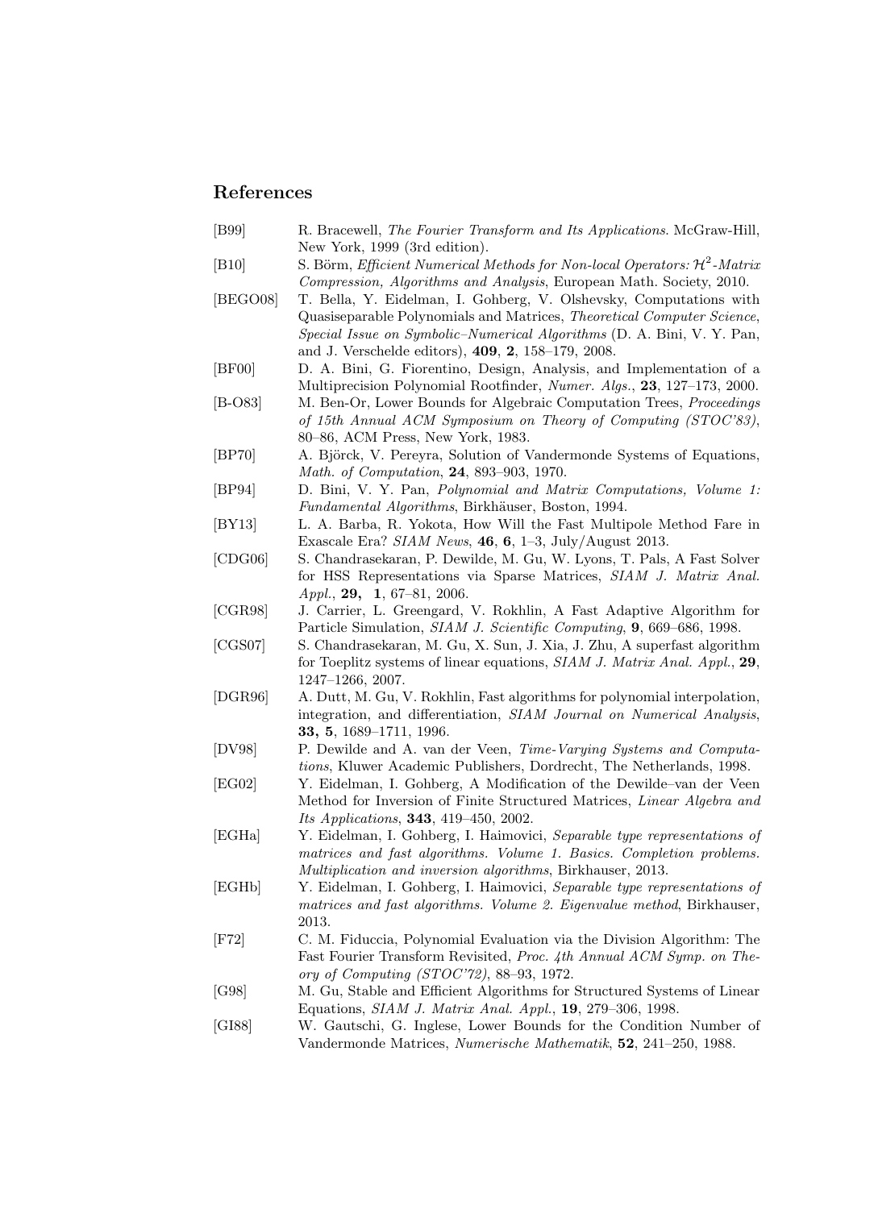## References

[B99] R. Bracewell, *The Fourier Transform and Its Applications*. McGraw-Hill, New York, 1999 (3rd edition).

[B10] S. Börm, *Efficient Numerical Methods for Non-local Operators: $\mathcal{H}^2$-Matrix Compression, Algorithms and Analysis*, European Math. Society, 2010.

[BEGO08] T. Bella, Y. Eidelman, I. Gohberg, V. Olshevsky, Computations with Quasiseparable Polynomials and Matrices, *Theoretical Computer Science, Special Issue on Symbolic–Numerical Algorithms* (D. A. Bini, V. Y. Pan, and J. Verschelde editors), **409**, **2**, 158–179, 2008.

[BF00] D. A. Bini, G. Fiorentino, Design, Analysis, and Implementation of a Multiprecision Polynomial Rootfinder, *Numer. Algs.*, **23**, 127–173, 2000.

[B-O83] M. Ben-Or, Lower Bounds for Algebraic Computation Trees, *Proceedings of 15th Annual ACM Symposium on Theory of Computing (STOC'83)*, 80–86, ACM Press, New York, 1983.

[BP70] A. Björck, V. Pereyra, Solution of Vandermonde Systems of Equations, *Math. of Computation*, **24**, 893–903, 1970.

[BP94] D. Bini, V. Y. Pan, *Polynomial and Matrix Computations, Volume 1: Fundamental Algorithms*, Birkhäuser, Boston, 1994.

[BY13] L. A. Barba, R. Yokota, How Will the Fast Multipole Method Fare in Exascale Era? *SIAM News*, **46**, **6**, 1–3, July/August 2013.

[CDG06] S. Chandrasekaran, P. Dewilde, M. Gu, W. Lyons, T. Pals, A Fast Solver for HSS Representations via Sparse Matrices, *SIAM J. Matrix Anal. Appl.*, **29, 1**, 67–81, 2006.

[CGR98] J. Carrier, L. Greengard, V. Rokhlin, A Fast Adaptive Algorithm for Particle Simulation, *SIAM J. Scientific Computing*, **9**, 669–686, 1998.

[CGS07] S. Chandrasekaran, M. Gu, X. Sun, J. Xia, J. Zhu, A superfast algorithm for Toeplitz systems of linear equations, *SIAM J. Matrix Anal. Appl.*, **29**, 1247–1266, 2007.

[DGR96] A. Dutt, M. Gu, V. Rokhlin, Fast algorithms for polynomial interpolation, integration, and differentiation, *SIAM Journal on Numerical Analysis*, **33, 5**, 1689–1711, 1996.

[DV98] P. Dewilde and A. van der Veen, *Time-Varying Systems and Computations*, Kluwer Academic Publishers, Dordrecht, The Netherlands, 1998.

[EG02] Y. Eidelman, I. Gohberg, A Modification of the Dewilde–van der Veen Method for Inversion of Finite Structured Matrices, *Linear Algebra and Its Applications*, **343**, 419–450, 2002.

[EGHa] Y. Eidelman, I. Gohberg, I. Haimovici, *Separable type representations of matrices and fast algorithms. Volume 1. Basics. Completion problems. Multiplication and inversion algorithms*, Birkhauser, 2013.

[EGHb] Y. Eidelman, I. Gohberg, I. Haimovici, *Separable type representations of matrices and fast algorithms. Volume 2. Eigenvalue method*, Birkhauser, 2013.

[F72] C. M. Fiduccia, Polynomial Evaluation via the Division Algorithm: The Fast Fourier Transform Revisited, *Proc. 4th Annual ACM Symp. on Theory of Computing (STOC'72)*, 88–93, 1972.

[G98] M. Gu, Stable and Efficient Algorithms for Structured Systems of Linear Equations, *SIAM J. Matrix Anal. Appl.*, **19**, 279–306, 1998.

[GI88] W. Gautschi, G. Inglese, Lower Bounds for the Condition Number of Vandermonde Matrices, *Numerische Mathematik*, **52**, 241–250, 1988.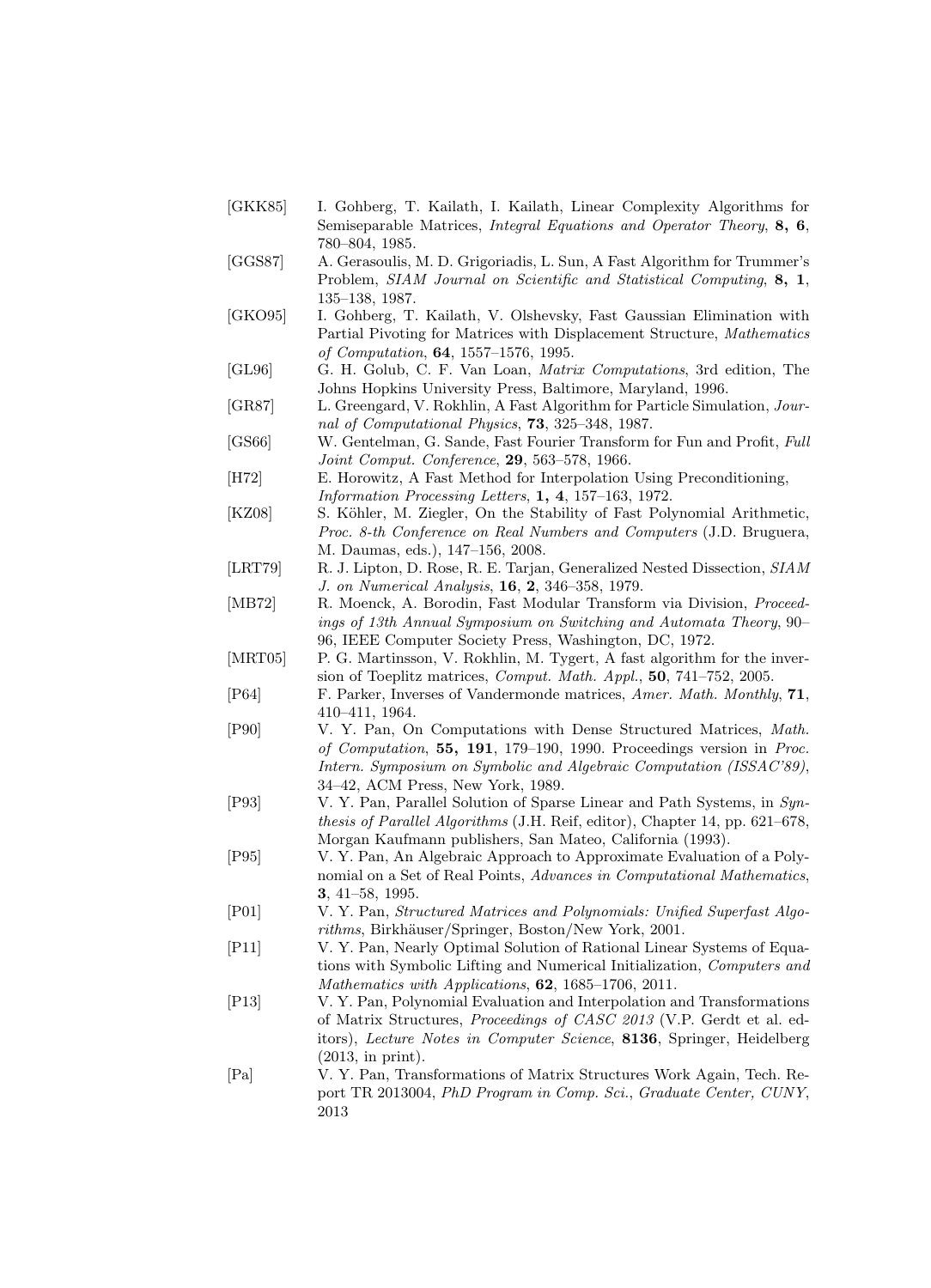[GKK85] I. Gohberg, T. Kailath, I. Kailath, Linear Complexity Algorithms for Semiseparable Matrices, *Integral Equations and Operator Theory*, **8, 6**, 780–804, 1985.

[GGS87] A. Gerasoulis, M. D. Grigoriadis, L. Sun, A Fast Algorithm for Trummer's Problem, *SIAM Journal on Scientific and Statistical Computing*, **8, 1**, 135–138, 1987.

[GKO95] I. Gohberg, T. Kailath, V. Olshevsky, Fast Gaussian Elimination with Partial Pivoting for Matrices with Displacement Structure, *Mathematics of Computation*, **64**, 1557–1576, 1995.

[GL96] G. H. Golub, C. F. Van Loan, *Matrix Computations*, 3rd edition, The Johns Hopkins University Press, Baltimore, Maryland, 1996.

[GR87] L. Greengard, V. Rokhlin, A Fast Algorithm for Particle Simulation, *Journal of Computational Physics*, **73**, 325–348, 1987.

[GS66] W. Gentelman, G. Sande, Fast Fourier Transform for Fun and Profit, *Full Joint Comput. Conference*, **29**, 563–578, 1966.

[H72] E. Horowitz, A Fast Method for Interpolation Using Preconditioning, *Information Processing Letters*, **1, 4**, 157–163, 1972.

[KZ08] S. Köhler, M. Ziegler, On the Stability of Fast Polynomial Arithmetic, *Proc. 8-th Conference on Real Numbers and Computers* (J.D. Bruguera, M. Daumas, eds.), 147–156, 2008.

[LRT79] R. J. Lipton, D. Rose, R. E. Tarjan, Generalized Nested Dissection, *SIAM J. on Numerical Analysis*, **16**, **2**, 346–358, 1979.

[MB72] R. Moenck, A. Borodin, Fast Modular Transform via Division, *Proceedings of 13th Annual Symposium on Switching and Automata Theory*, 90–96, IEEE Computer Society Press, Washington, DC, 1972.

[MRT05] P. G. Martinsson, V. Rokhlin, M. Tygert, A fast algorithm for the inversion of Toeplitz matrices, *Comput. Math. Appl.*, **50**, 741–752, 2005.

[P64] F. Parker, Inverses of Vandermonde matrices, *Amer. Math. Monthly*, **71**, 410–411, 1964.

[P90] V. Y. Pan, On Computations with Dense Structured Matrices, *Math. of Computation*, **55, 191**, 179–190, 1990. Proceedings version in *Proc. Intern. Symposium on Symbolic and Algebraic Computation (ISSAC'89)*, 34–42, ACM Press, New York, 1989.

[P93] V. Y. Pan, Parallel Solution of Sparse Linear and Path Systems, in *Synthesis of Parallel Algorithms* (J.H. Reif, editor), Chapter 14, pp. 621–678, Morgan Kaufmann publishers, San Mateo, California (1993).

[P95] V. Y. Pan, An Algebraic Approach to Approximate Evaluation of a Polynomial on a Set of Real Points, *Advances in Computational Mathematics*, **3**, 41–58, 1995.

[P01] V. Y. Pan, *Structured Matrices and Polynomials: Unified Superfast Algorithms*, Birkhäuser/Springer, Boston/New York, 2001.

[P11] V. Y. Pan, Nearly Optimal Solution of Rational Linear Systems of Equations with Symbolic Lifting and Numerical Initialization, *Computers and Mathematics with Applications*, **62**, 1685–1706, 2011.

[P13] V. Y. Pan, Polynomial Evaluation and Interpolation and Transformations of Matrix Structures, *Proceedings of CASC 2013* (V.P. Gerdt et al. editors), *Lecture Notes in Computer Science*, **8136**, Springer, Heidelberg (2013, in print).

[Pa] V. Y. Pan, Transformations of Matrix Structures Work Again, Tech. Report TR 2013004, *PhD Program in Comp. Sci., Graduate Center, CUNY*, 2013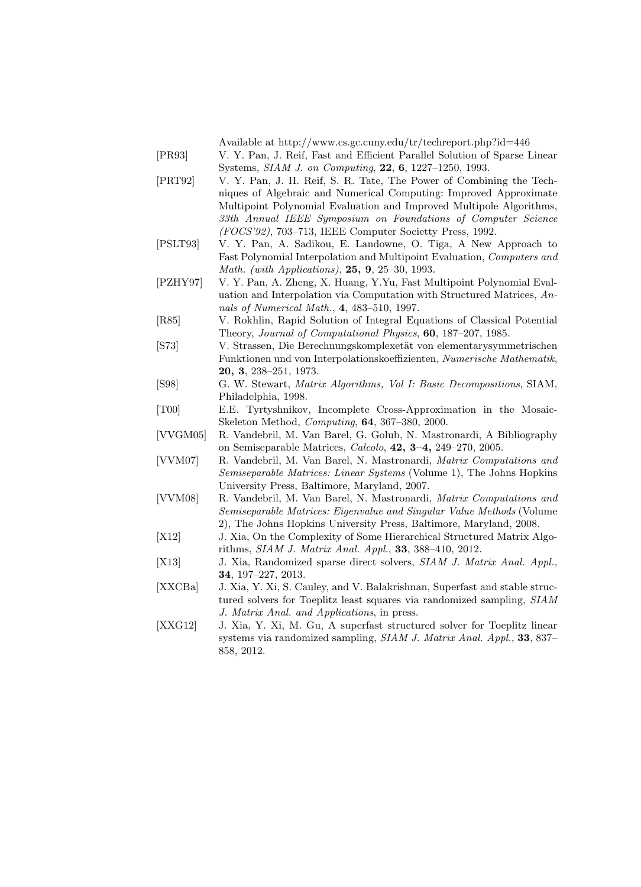Available at http://www.cs.gc.cuny.edu/tr/techreport.php?id=446

[PR93] V. Y. Pan, J. Reif, Fast and Efficient Parallel Solution of Sparse Linear Systems, *SIAM J. on Computing*, **22**, **6**, 1227–1250, 1993.

[PRT92] V. Y. Pan, J. H. Reif, S. R. Tate, The Power of Combining the Techniques of Algebraic and Numerical Computing: Improved Approximate Multipoint Polynomial Evaluation and Improved Multipole Algorithms, *33th Annual IEEE Symposium on Foundations of Computer Science (FOCS'92)*, 703–713, IEEE Computer Societty Press, 1992.

[PSLT93] V. Y. Pan, A. Sadikou, E. Landowne, O. Tiga, A New Approach to Fast Polynomial Interpolation and Multipoint Evaluation, *Computers and Math. (with Applications)*, **25, 9**, 25–30, 1993.

[PZHY97] V. Y. Pan, A. Zheng, X. Huang, Y.Yu, Fast Multipoint Polynomial Evaluation and Interpolation via Computation with Structured Matrices, *Annals of Numerical Math.*, **4**, 483–510, 1997.

[R85] V. Rokhlin, Rapid Solution of Integral Equations of Classical Potential Theory, *Journal of Computational Physics*, **60**, 187–207, 1985.

[S73] V. Strassen, Die Berechnungskomplexetät von elementarysymmetrischen Funktionen und von Interpolationskoeffizienten, *Numerische Mathematik*, **20, 3**, 238–251, 1973.

[S98] G. W. Stewart, *Matrix Algorithms, Vol I: Basic Decompositions*, SIAM, Philadelphia, 1998.

[T00] E.E. Tyrtyshnikov, Incomplete Cross-Approximation in the Mosaic-Skeleton Method, *Computing*, **64**, 367–380, 2000.

[VVGM05] R. Vandebril, M. Van Barel, G. Golub, N. Mastronardi, A Bibliography on Semiseparable Matrices, *Calcolo*, **42, 3–4,** 249–270, 2005.

[VVM07] R. Vandebril, M. Van Barel, N. Mastronardi, *Matrix Computations and Semiseparable Matrices: Linear Systems* (Volume 1), The Johns Hopkins University Press, Baltimore, Maryland, 2007.

[VVM08] R. Vandebril, M. Van Barel, N. Mastronardi, *Matrix Computations and Semiseparable Matrices: Eigenvalue and Singular Value Methods* (Volume 2), The Johns Hopkins University Press, Baltimore, Maryland, 2008.

[X12] J. Xia, On the Complexity of Some Hierarchical Structured Matrix Algorithms, *SIAM J. Matrix Anal. Appl.*, **33**, 388–410, 2012.

[X13] J. Xia, Randomized sparse direct solvers, *SIAM J. Matrix Anal. Appl.*, **34**, 197–227, 2013.

[XXCBa] J. Xia, Y. Xi, S. Cauley, and V. Balakrishnan, Superfast and stable structured solvers for Toeplitz least squares via randomized sampling, *SIAM J. Matrix Anal. and Applications*, in press.

[XXG12] J. Xia, Y. Xi, M. Gu, A superfast structured solver for Toeplitz linear systems via randomized sampling, *SIAM J. Matrix Anal. Appl.*, **33**, 837–858, 2012.